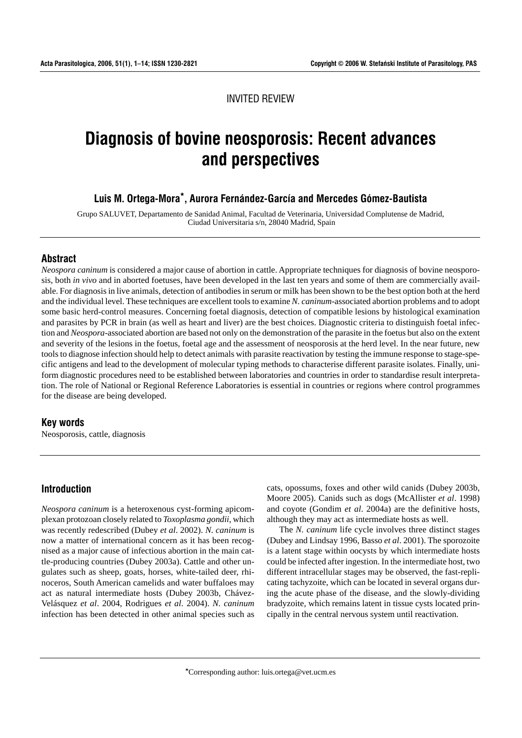INVITED REVIEW

# Diagnosis of bovine neosporosis: Recent advances and perspectives

**Luis M. Ortega-Mora*, Aurora Fernández-García and Mercedes Gómez-Bautista**

Grupo SALUVET, Departamento de Sanidad Animal, Facultad de Veterinaria, Universidad Complutense de Madrid, Ciudad Universitaria s/n, 28040 Madrid, Spain

## Abstract

*Neospora caninum* is considered a major cause of abortion in cattle. Appropriate techniques for diagnosis of bovine neosporosis, both *in vivo* and in aborted foetuses, have been developed in the last ten years and some of them are commercially available. For diagnosis in live animals, detection of antibodies in serum or milk has been shown to be the best option both at the herd and the individual level. These techniques are excellent tools to examine *N. caninum*-associated abortion problems and to adopt some basic herd-control measures. Concerning foetal diagnosis, detection of compatible lesions by histological examination and parasites by PCR in brain (as well as heart and liver) are the best choices. Diagnostic criteria to distinguish foetal infection and *Neospora*-associated abortion are based not only on the demonstration of the parasite in the foetus but also on the extent and severity of the lesions in the foetus, foetal age and the assessment of neosporosis at the herd level. In the near future, new tools to diagnose infection should help to detect animals with parasite reactivation by testing the immune response to stage-specific antigens and lead to the development of molecular typing methods to characterise different parasite isolates. Finally, uniform diagnostic procedures need to be established between laboratories and countries in order to standardise result interpretation. The role of National or Regional Reference Laboratories is essential in countries or regions where control programmes for the disease are being developed.

## Key words

Neosporosis, cattle, diagnosis

## Introduction

*Neospora caninum* is a heteroxenous cyst-forming apicomplexan protozoan closely related to *Toxoplasma gondii*, which was recently redescribed (Dubey *et al*. 2002). *N. caninum* is now a matter of international concern as it has been recognised as a major cause of infectious abortion in the main cattle-producing countries (Dubey 2003a). Cattle and other ungulates such as sheep, goats, horses, white-tailed deer, rhinoceros, South American camelids and water buffaloes may act as natural intermediate hosts (Dubey 2003b, Chávez-Velásquez *et al*. 2004, Rodrigues *et al*. 2004). *N. caninum* infection has been detected in other animal species such as cats, opossums, foxes and other wild canids (Dubey 2003b, Moore 2005). Canids such as dogs (McAllister *et al*. 1998) and coyote (Gondim *et al*. 2004a) are the definitive hosts, although they may act as intermediate hosts as well.

The *N. caninum* life cycle involves three distinct stages (Dubey and Lindsay 1996, Basso *et al*. 2001). The sporozoite is a latent stage within oocysts by which intermediate hosts could be infected after ingestion. In the intermediate host, two different intracellular stages may be observed, the fast-replicating tachyzoite, which can be located in several organs during the acute phase of the disease, and the slowly-dividing bradyzoite, which remains latent in tissue cysts located principally in the central nervous system until reactivation.

*Corresponding author: luis.ortega@vet.ucm.es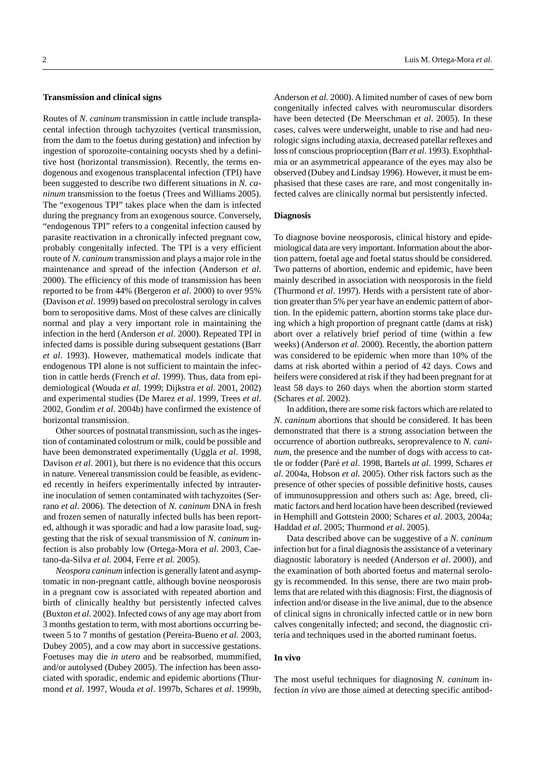## Transmission and clinical signs

Routes of *N. caninum* transmission in cattle include transplacental infection through tachyzoites (vertical transmission, from the dam to the foetus during gestation) and infection by ingestion of sporozoite-containing oocysts shed by a definitive host (horizontal transmission). Recently, the terms endogenous and exogenous transplacental infection (TPI) have been suggested to describe two different situations in *N. caninum* transmission to the foetus (Trees and Williams 2005). The "exogenous TPI" takes place when the dam is infected during the pregnancy from an exogenous source. Conversely, "endogenous TPI" refers to a congenital infection caused by parasite reactivation in a chronically infected pregnant cow, probably congenitally infected. The TPI is a very efficient route of *N. caninum* transmission and plays a major role in the maintenance and spread of the infection (Anderson *et al*. 2000). The efficiency of this mode of transmission has been reported to be from 44% (Bergeron *et al*. 2000) to over 95% (Davison *et al*. 1999) based on precolostral serology in calves born to seropositive dams. Most of these calves are clinically normal and play a very important role in maintaining the infection in the herd (Anderson *et al*. 2000). Repeated TPI in infected dams is possible during subsequent gestations (Barr *et al*. 1993). However, mathematical models indicate that endogenous TPI alone is not sufficient to maintain the infection in cattle herds (French *et al*. 1999). Thus, data from epidemiological (Wouda *et al*. 1999; Dijkstra *et al*. 2001, 2002) and experimental studies (De Marez *et al*. 1999, Trees *et al*. 2002, Gondim *et al*. 2004b) have confirmed the existence of horizontal transmission.

Other sources of postnatal transmission, such as the ingestion of contaminated colostrum or milk, could be possible and have been demonstrated experimentally (Uggla *et al*. 1998, Davison *et al*. 2001), but there is no evidence that this occurs in nature. Venereal transmission could be feasible, as evidenced recently in heifers experimentally infected by intrauterine inoculation of semen contaminated with tachyzoites (Serrano *et al*. 2006). The detection of *N. caninum* DNA in fresh and frozen semen of naturally infected bulls has been reported, although it was sporadic and had a low parasite load, suggesting that the risk of sexual transmission of *N. caninum* infection is also probably low (Ortega-Mora *et al*. 2003, Caetano-da-Silva *et al*. 2004, Ferre *et al*. 2005).

*Neospora caninum* infection is generally latent and asymptomatic in non-pregnant cattle, although bovine neosporosis in a pregnant cow is associated with repeated abortion and birth of clinically healthy but persistently infected calves (Buxton *et al*. 2002). Infected cows of any age may abort from 3 months gestation to term, with most abortions occurring between 5 to 7 months of gestation (Pereira-Bueno *et al*. 2003, Dubey 2005), and a cow may abort in successive gestations. Foetuses may die *in utero* and be reabsorbed, mummified, and/or autolysed (Dubey 2005). The infection has been associated with sporadic, endemic and epidemic abortions (Thurmond *et al*. 1997, Wouda *et al*. 1997b, Schares *et al*. 1999b, Anderson *et al*. 2000). A limited number of cases of new born congenitally infected calves with neuromuscular disorders have been detected (De Meerschman *et al*. 2005). In these cases, calves were underweight, unable to rise and had neurologic signs including ataxia, decreased patellar reflexes and loss of conscious proprioception (Barr *et al*. 1993). Exophthalmia or an asymmetrical appearance of the eyes may also be observed (Dubey and Lindsay 1996). However, it must be emphasised that these cases are rare, and most congenitally infected calves are clinically normal but persistently infected.

## Diagnosis

To diagnose bovine neosporosis, clinical history and epidemiological data are very important. Information about the abortion pattern, foetal age and foetal status should be considered. Two patterns of abortion, endemic and epidemic, have been mainly described in association with neosporosis in the field (Thurmond *et al*. 1997). Herds with a persistent rate of abortion greater than 5% per year have an endemic pattern of abortion. In the epidemic pattern, abortion storms take place during which a high proportion of pregnant cattle (dams at risk) abort over a relatively brief period of time (within a few weeks) (Anderson *et al*. 2000). Recently, the abortion pattern was considered to be epidemic when more than 10% of the dams at risk aborted within a period of 42 days. Cows and heifers were considered at risk if they had been pregnant for at least 58 days to 260 days when the abortion storm started (Schares *et al*. 2002).

In addition, there are some risk factors which are related to *N. caninum* abortions that should be considered. It has been demonstrated that there is a strong association between the occurrence of abortion outbreaks, seroprevalence to *N. caninum*, the presence and the number of dogs with access to cattle or fodder (Paré *et al*. 1998, Bartels *at al*. 1999, Schares *et al*. 2004a, Hobson *et al*. 2005). Other risk factors such as the presence of other species of possible definitive hosts, causes of immunosuppression and others such as: Age, breed, climatic factors and herd location have been described (reviewed in Hemphill and Gottstein 2000; Schares *et al*. 2003, 2004a; Haddad *et al*. 2005; Thurmond *et al*. 2005).

Data described above can be suggestive of a *N. caninum* infection but for a final diagnosis the assistance of a veterinary diagnostic laboratory is needed (Anderson *et al*. 2000), and the examination of both aborted foetus and maternal serology is recommended. In this sense, there are two main problems that are related with this diagnosis: First, the diagnosis of infection and/or disease in the live animal, due to the absence of clinical signs in chronically infected cattle or in new born calves congenitally infected; and second, the diagnostic criteria and techniques used in the aborted ruminant foetus.

### In vivo

The most useful techniques for diagnosing *N. caninum* infection *in vivo* are those aimed at detecting specific antibod-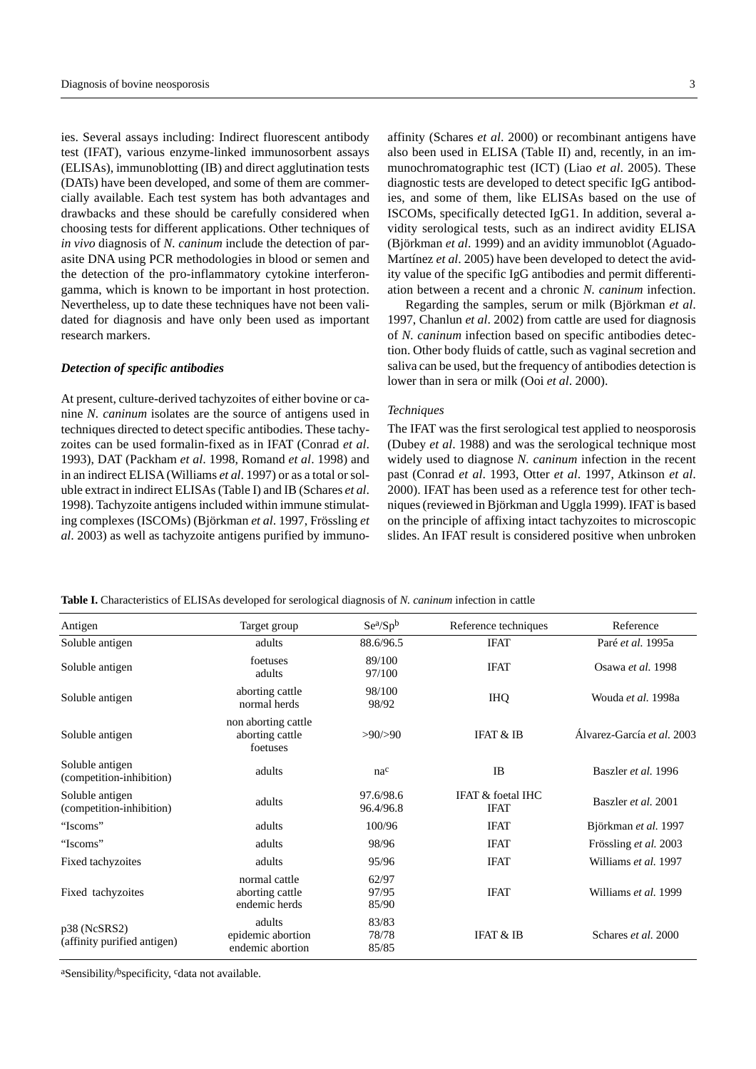ies. Several assays including: Indirect fluorescent antibody test (IFAT), various enzyme-linked immunosorbent assays (ELISAs), immunoblotting (IB) and direct agglutination tests (DATs) have been developed, and some of them are commercially available. Each test system has both advantages and drawbacks and these should be carefully considered when choosing tests for different applications. Other techniques of *in vivo* diagnosis of *N. caninum* include the detection of parasite DNA using PCR methodologies in blood or semen and the detection of the pro-inflammatory cytokine interferon-gamma, which is known to be important in host protection. Nevertheless, up to date these techniques have not been validated for diagnosis and have only been used as important research markers.

### *Detection of specific antibodies*

At present, culture-derived tachyzoites of either bovine or canine *N. caninum* isolates are the source of antigens used in techniques directed to detect specific antibodies. These tachyzoites can be used formalin-fixed as in IFAT (Conrad *et al*. 1993), DAT (Packham *et al*. 1998, Romand *et al*. 1998) and in an indirect ELISA (Williams *et al*. 1997) or as a total or soluble extract in indirect ELISAs (Table I) and IB (Schares *et al*. 1998). Tachyzoite antigens included within immune stimulating complexes (ISCOMs) (Björkman *et al*. 1997, Frössling *et al*. 2003) as well as tachyzoite antigens purified by immuno-affinity (Schares *et al*. 2000) or recombinant antigens have also been used in ELISA (Table II) and, recently, in an immunochromatographic test (ICT) (Liao *et al*. 2005). These diagnostic tests are developed to detect specific IgG antibodies, and some of them, like ELISAs based on the use of ISCOMs, specifically detected IgG1. In addition, several avidity serological tests, such as an indirect avidity ELISA (Björkman *et al*. 1999) and an avidity immunoblot (Aguado-Martínez *et al*. 2005) have been developed to detect the avidity value of the specific IgG antibodies and permit differentiation between a recent and a chronic *N. caninum* infection.

Regarding the samples, serum or milk (Björkman *et al*. 1997, Chanlun *et al*. 2002) from cattle are used for diagnosis of *N. caninum* infection based on specific antibodies detection. Other body fluids of cattle, such as vaginal secretion and saliva can be used, but the frequency of antibodies detection is lower than in sera or milk (Ooi *et al*. 2000).

#### *Techniques*

The IFAT was the first serological test applied to neosporosis (Dubey *et al*. 1988) and was the serological technique most widely used to diagnose *N. caninum* infection in the recent past (Conrad *et al*. 1993, Otter *et al*. 1997, Atkinson *et al*. 2000). IFAT has been used as a reference test for other techniques (reviewed in Björkman and Uggla 1999). IFAT is based on the principle of affixing intact tachyzoites to microscopic slides. An IFAT result is considered positive when unbroken

**Table I.** Characteristics of ELISAs developed for serological diagnosis of *N. caninum* infection in cattle

| Antigen | Target group | Se[a]/Sp[b] | Reference techniques | Reference |
|---|---|---|---|---|
| Soluble antigen | adults | 88.6/96.5 | IFAT | Paré *et al.* 1995a |
| Soluble antigen | foetuses<br>adults | 89/100<br>97/100 | IFAT | Osawa *et al.* 1998 |
| Soluble antigen | aborting cattle<br>normal herds | 98/100<br>98/92 | IHQ | Wouda *et al.* 1998a |
| Soluble antigen | non aborting cattle<br>aborting cattle<br>foetuses | >90/>90 | IFAT & IB | Álvarez-García *et al.* 2003 |
| Soluble antigen (competition-inhibition) | adults | na[c] | IB | Baszler *et al.* 1996 |
| Soluble antigen (competition-inhibition) | adults | 97.6/98.6<br>96.4/96.8 | IFAT & foetal IHC<br>IFAT | Baszler *et al.* 2001 |
| "Iscoms" | adults | 100/96 | IFAT | Björkman *et al.* 1997 |
| "Iscoms" | adults | 98/96 | IFAT | Frössling *et al.* 2003 |
| Fixed tachyzoites | adults | 95/96 | IFAT | Williams *et al.* 1997 |
| Fixed tachyzoites | normal cattle<br>aborting cattle<br>endemic herds | 62/97<br>97/95<br>85/90 | IFAT | Williams *et al.* 1999 |
| p38 (NcSRS2) (affinity purified antigen) | adults<br>epidemic abortion<br>endemic abortion | 83/83<br>78/78<br>85/85 | IFAT & IB | Schares *et al.* 2000 |

[a]Sensibility/[b]specificity, [c]data not available.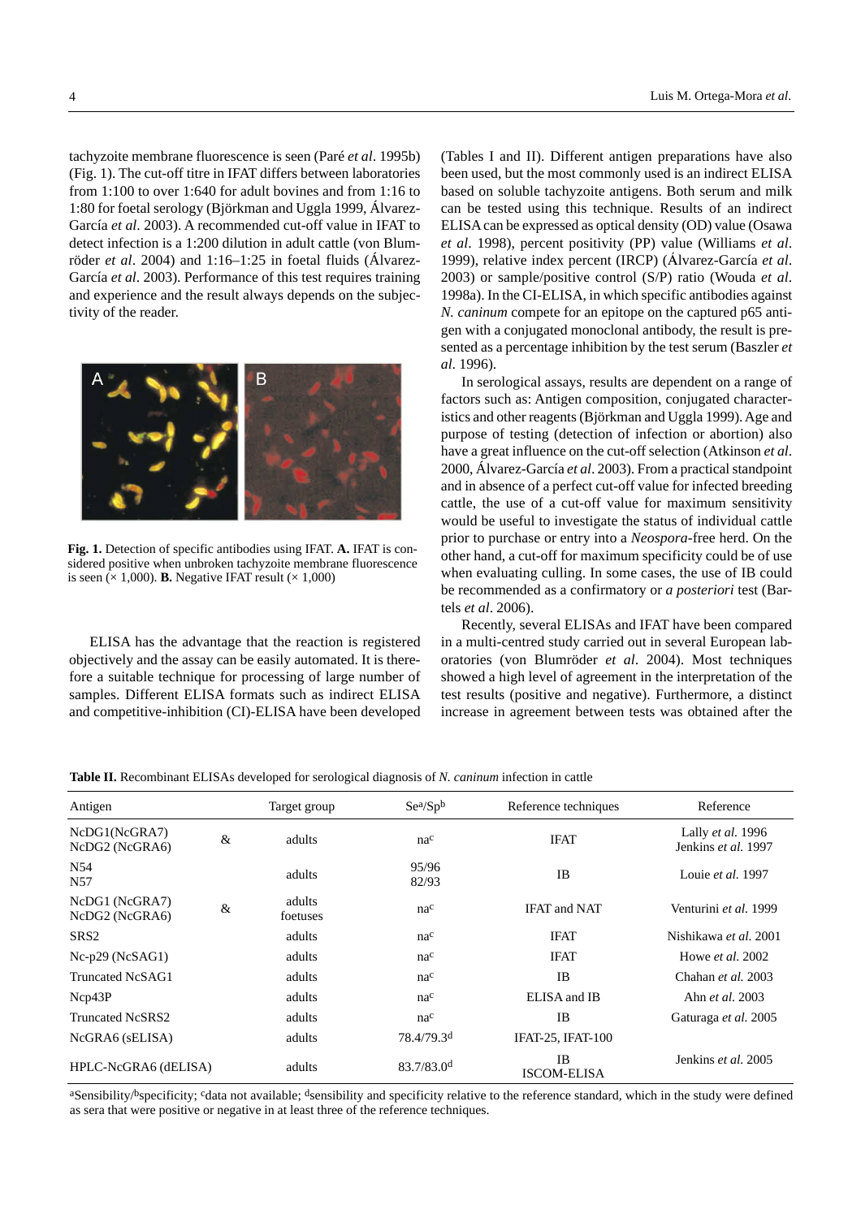tachyzoite membrane fluorescence is seen (Paré *et al*. 1995b) (Fig. 1). The cut-off titre in IFAT differs between laboratories from 1:100 to over 1:640 for adult bovines and from 1:16 to 1:80 for foetal serology (Björkman and Uggla 1999, Álvarez-García *et al*. 2003). A recommended cut-off value in IFAT to detect infection is a 1:200 dilution in adult cattle (von Blumröder *et al*. 2004) and 1:16–1:25 in foetal fluids (Álvarez-García *et al*. 2003). Performance of this test requires training and experience and the result always depends on the subjectivity of the reader.

**Fig. 1.** Detection of specific antibodies using IFAT. **A.** IFAT is considered positive when unbroken tachyzoite membrane fluorescence is seen (× 1,000). **B.** Negative IFAT result (× 1,000)

ELISA has the advantage that the reaction is registered objectively and the assay can be easily automated. It is therefore a suitable technique for processing of large number of samples. Different ELISA formats such as indirect ELISA and competitive-inhibition (CI)-ELISA have been developed (Tables I and II). Different antigen preparations have also been used, but the most commonly used is an indirect ELISA based on soluble tachyzoite antigens. Both serum and milk can be tested using this technique. Results of an indirect ELISA can be expressed as optical density (OD) value (Osawa *et al*. 1998), percent positivity (PP) value (Williams *et al*. 1999), relative index percent (IRCP) (Álvarez-García *et al*. 2003) or sample/positive control (S/P) ratio (Wouda *et al*. 1998a). In the CI-ELISA, in which specific antibodies against *N. caninum* compete for an epitope on the captured p65 antigen with a conjugated monoclonal antibody, the result is presented as a percentage inhibition by the test serum (Baszler *et al*. 1996).

In serological assays, results are dependent on a range of factors such as: Antigen composition, conjugated characteristics and other reagents (Björkman and Uggla 1999). Age and purpose of testing (detection of infection or abortion) also have a great influence on the cut-off selection (Atkinson *et al*. 2000, Álvarez-García *et al*. 2003). From a practical standpoint and in absence of a perfect cut-off value for infected breeding cattle, the use of a cut-off value for maximum sensitivity would be useful to investigate the status of individual cattle prior to purchase or entry into a *Neospora*-free herd. On the other hand, a cut-off for maximum specificity could be of use when evaluating culling. In some cases, the use of IB could be recommended as a confirmatory or *a posteriori* test (Bartels *et al*. 2006).

Recently, several ELISAs and IFAT have been compared in a multi-centred study carried out in several European laboratories (von Blumröder *et al*. 2004). Most techniques showed a high level of agreement in the interpretation of the test results (positive and negative). Furthermore, a distinct increase in agreement between tests was obtained after the

**Table II.** Recombinant ELISAs developed for serological diagnosis of *N. caninum* infection in cattle

| Antigen | Target group | Se[a]/Sp[b] | Reference techniques | Reference |
|---|---|---|---|---|
| NcDG1(NcGRA7) & NcDG2 (NcGRA6) | adults | na[c] | IFAT | Lally *et al.* 1996<br>Jenkins *et al.* 1997 |
| N54<br>N57 | adults | 95/96<br>82/93 | IB | Louie *et al.* 1997 |
| NcDG1 (NcGRA7) & NcDG2 (NcGRA6) | adults<br>foetuses | na[c] | IFAT and NAT | Venturini *et al.* 1999 |
| SRS2 | adults | na[c] | IFAT | Nishikawa *et al.* 2001 |
| Nc-p29 (NcSAG1) | adults | na[c] | IFAT | Howe *et al.* 2002 |
| Truncated NcSAG1 | adults | na[c] | IB | Chahan *et al.* 2003 |
| Ncp43P | adults | na[c] | ELISA and IB | Ahn *et al.* 2003 |
| Truncated NcSRS2 | adults | na[c] | IB | Gaturaga *et al.* 2005 |
| NcGRA6 (sELISA) | adults | 78.4/79.3[d] | IFAT-25, IFAT-100 | Jenkins *et al.* 2005 |
| HPLC-NcGRA6 (dELISA) | adults | 83.7/83.0[d] | IB<br>ISCOM-ELISA | |

[a]Sensibility/[b]specificity; [c]data not available; [d]sensibility and specificity relative to the reference standard, which in the study were defined as sera that were positive or negative in at least three of the reference techniques.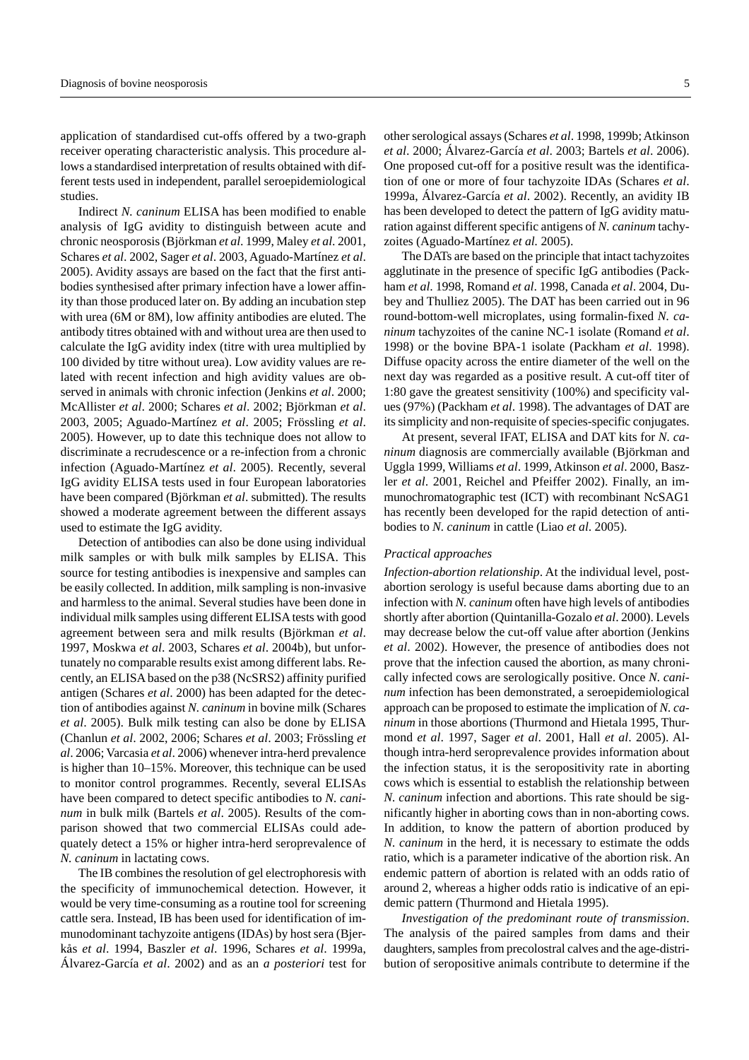application of standardised cut-offs offered by a two-graph receiver operating characteristic analysis. This procedure allows a standardised interpretation of results obtained with different tests used in independent, parallel seroepidemiological studies.

Indirect *N. caninum* ELISA has been modified to enable analysis of IgG avidity to distinguish between acute and chronic neosporosis (Björkman *et al.* 1999, Maley *et al*. 2001, Schares *et al*. 2002, Sager *et al*. 2003, Aguado-Martínez *et al*. 2005). Avidity assays are based on the fact that the first antibodies synthesised after primary infection have a lower affinity than those produced later on. By adding an incubation step with urea (6M or 8M), low affinity antibodies are eluted. The antibody titres obtained with and without urea are then used to calculate the IgG avidity index (titre with urea multiplied by 100 divided by titre without urea). Low avidity values are related with recent infection and high avidity values are observed in animals with chronic infection (Jenkins *et al*. 2000; McAllister *et al*. 2000; Schares *et al*. 2002; Björkman *et al*. 2003, 2005; Aguado-Martínez *et al*. 2005; Frössling *et al*. 2005). However, up to date this technique does not allow to discriminate a recrudescence or a re-infection from a chronic infection (Aguado-Martínez *et al*. 2005). Recently, several IgG avidity ELISA tests used in four European laboratories have been compared (Björkman *et al*. submitted). The results showed a moderate agreement between the different assays used to estimate the IgG avidity.

Detection of antibodies can also be done using individual milk samples or with bulk milk samples by ELISA. This source for testing antibodies is inexpensive and samples can be easily collected. In addition, milk sampling is non-invasive and harmless to the animal. Several studies have been done in individual milk samples using different ELISA tests with good agreement between sera and milk results (Björkman *et al*. 1997, Moskwa *et al*. 2003, Schares *et al*. 2004b), but unfortunately no comparable results exist among different labs. Recently, an ELISA based on the p38 (NcSRS2) affinity purified antigen (Schares *et al*. 2000) has been adapted for the detection of antibodies against *N. caninum* in bovine milk (Schares *et al*. 2005). Bulk milk testing can also be done by ELISA (Chanlun *et al*. 2002, 2006; Schares *et al*. 2003; Frössling *et al*. 2006; Varcasia *et al*. 2006) whenever intra-herd prevalence is higher than 10–15%. Moreover, this technique can be used to monitor control programmes. Recently, several ELISAs have been compared to detect specific antibodies to *N. caninum* in bulk milk (Bartels *et al*. 2005). Results of the comparison showed that two commercial ELISAs could adequately detect a 15% or higher intra-herd seroprevalence of *N. caninum* in lactating cows.

The IB combines the resolution of gel electrophoresis with the specificity of immunochemical detection. However, it would be very time-consuming as a routine tool for screening cattle sera. Instead, IB has been used for identification of immunodominant tachyzoite antigens (IDAs) by host sera (Bjerkås *et al*. 1994, Baszler *et al*. 1996, Schares *et al*. 1999a, Álvarez-García *et al*. 2002) and as an *a posteriori* test for other serological assays (Schares *et al*. 1998, 1999b; Atkinson *et al*. 2000; Álvarez-García *et al*. 2003; Bartels *et al*. 2006). One proposed cut-off for a positive result was the identification of one or more of four tachyzoite IDAs (Schares *et al*. 1999a, Álvarez-García *et al*. 2002). Recently, an avidity IB has been developed to detect the pattern of IgG avidity maturation against different specific antigens of *N. caninum* tachyzoites (Aguado-Martínez *et al.* 2005).

The DATs are based on the principle that intact tachyzoites agglutinate in the presence of specific IgG antibodies (Packham *et al*. 1998, Romand *et al*. 1998, Canada *et al*. 2004, Dubey and Thulliez 2005). The DAT has been carried out in 96 round-bottom-well microplates, using formalin-fixed *N. caninum* tachyzoites of the canine NC-1 isolate (Romand *et al*. 1998) or the bovine BPA-1 isolate (Packham *et al*. 1998). Diffuse opacity across the entire diameter of the well on the next day was regarded as a positive result. A cut-off titer of 1:80 gave the greatest sensitivity (100%) and specificity values (97%) (Packham *et al*. 1998). The advantages of DAT are its simplicity and non-requisite of species-specific conjugates.

At present, several IFAT, ELISA and DAT kits for *N. caninum* diagnosis are commercially available (Björkman and Uggla 1999, Williams *et al*. 1999, Atkinson *et al*. 2000, Baszler *et al*. 2001, Reichel and Pfeiffer 2002). Finally, an immunochromatographic test (ICT) with recombinant NcSAG1 has recently been developed for the rapid detection of antibodies to *N. caninum* in cattle (Liao *et al*. 2005).

### *Practical approaches*

*Infection-abortion relationship*. At the individual level, post-abortion serology is useful because dams aborting due to an infection with *N. caninum* often have high levels of antibodies shortly after abortion (Quintanilla-Gozalo *et al*. 2000). Levels may decrease below the cut-off value after abortion (Jenkins *et al*. 2002). However, the presence of antibodies does not prove that the infection caused the abortion, as many chronically infected cows are serologically positive. Once *N. caninum* infection has been demonstrated, a seroepidemiological approach can be proposed to estimate the implication of *N. caninum* in those abortions (Thurmond and Hietala 1995, Thurmond *et al*. 1997, Sager *et al*. 2001, Hall *et al*. 2005). Although intra-herd seroprevalence provides information about the infection status, it is the seropositivity rate in aborting cows which is essential to establish the relationship between *N. caninum* infection and abortions. This rate should be significantly higher in aborting cows than in non-aborting cows. In addition, to know the pattern of abortion produced by *N. caninum* in the herd, it is necessary to estimate the odds ratio, which is a parameter indicative of the abortion risk. An endemic pattern of abortion is related with an odds ratio of around 2, whereas a higher odds ratio is indicative of an epidemic pattern (Thurmond and Hietala 1995).

*Investigation of the predominant route of transmission*. The analysis of the paired samples from dams and their daughters, samples from precolostral calves and the age-distribution of seropositive animals contribute to determine if the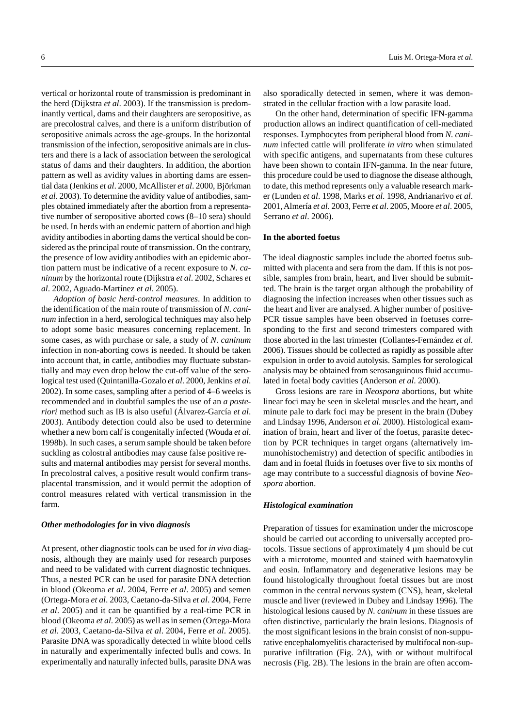vertical or horizontal route of transmission is predominant in the herd (Dijkstra *et al*. 2003). If the transmission is predominantly vertical, dams and their daughters are seropositive, as are precolostral calves, and there is a uniform distribution of seropositive animals across the age-groups. In the horizontal transmission of the infection, seropositive animals are in clusters and there is a lack of association between the serological status of dams and their daughters. In addition, the abortion pattern as well as avidity values in aborting dams are essential data (Jenkins *et al*. 2000, McAllister *et al*. 2000, Björkman *et al*. 2003). To determine the avidity value of antibodies, samples obtained immediately after the abortion from a representative number of seropositive aborted cows (8–10 sera) should be used. In herds with an endemic pattern of abortion and high avidity antibodies in aborting dams the vertical should be considered as the principal route of transmission. On the contrary, the presence of low avidity antibodies with an epidemic abortion pattern must be indicative of a recent exposure to *N. caninum* by the horizontal route (Dijkstra *et al*. 2002, Schares *et al*. 2002, Aguado-Martínez *et al*. 2005).

*Adoption of basic herd-control measures*. In addition to the identification of the main route of transmission of *N. caninum* infection in a herd, serological techniques may also help to adopt some basic measures concerning replacement. In some cases, as with purchase or sale, a study of *N. caninum* infection in non-aborting cows is needed. It should be taken into account that, in cattle, antibodies may fluctuate substantially and may even drop below the cut-off value of the serological test used (Quintanilla-Gozalo *et al*. 2000, Jenkins *et al*. 2002). In some cases, sampling after a period of 4–6 weeks is recommended and in doubtful samples the use of an *a posteriori* method such as IB is also useful (Álvarez-García *et al*. 2003). Antibody detection could also be used to determine whether a new born calf is congenitally infected (Wouda *et al*. 1998b). In such cases, a serum sample should be taken before suckling as colostral antibodies may cause false positive results and maternal antibodies may persist for several months. In precolostral calves, a positive result would confirm transplacental transmission, and it would permit the adoption of control measures related with vertical transmission in the farm.

### *Other methodologies for* in vivo *diagnosis*

At present, other diagnostic tools can be used for *in vivo* diagnosis, although they are mainly used for research purposes and need to be validated with current diagnostic techniques. Thus, a nested PCR can be used for parasite DNA detection in blood (Okeoma *et al*. 2004, Ferre *et al*. 2005) and semen (Ortega-Mora *et al*. 2003, Caetano-da-Silva *et al*. 2004, Ferre *et al*. 2005) and it can be quantified by a real-time PCR in blood (Okeoma *et al*. 2005) as well as in semen (Ortega-Mora *et al*. 2003, Caetano-da-Silva *et al*. 2004, Ferre *et al*. 2005). Parasite DNA was sporadically detected in white blood cells in naturally and experimentally infected bulls and cows. In experimentally and naturally infected bulls, parasite DNA was also sporadically detected in semen, where it was demonstrated in the cellular fraction with a low parasite load.

On the other hand, determination of specific IFN-gamma production allows an indirect quantification of cell-mediated responses. Lymphocytes from peripheral blood from *N. caninum* infected cattle will proliferate *in vitro* when stimulated with specific antigens, and supernatants from these cultures have been shown to contain IFN-gamma. In the near future, this procedure could be used to diagnose the disease although, to date, this method represents only a valuable research marker (Lunden *et al*. 1998, Marks *et al.* 1998, Andrianarivo *et al*. 2001, Almería *et al*. 2003, Ferre *et al*. 2005, Moore *et al*. 2005, Serrano *et al*. 2006).

### In the aborted foetus

The ideal diagnostic samples include the aborted foetus submitted with placenta and sera from the dam. If this is not possible, samples from brain, heart, and liver should be submitted. The brain is the target organ although the probability of diagnosing the infection increases when other tissues such as the heart and liver are analysed. A higher number of positive-PCR tissue samples have been observed in foetuses corresponding to the first and second trimesters compared with those aborted in the last trimester (Collantes-Fernández *et al*. 2006). Tissues should be collected as rapidly as possible after expulsion in order to avoid autolysis. Samples for serological analysis may be obtained from serosanguinous fluid accumulated in foetal body cavities (Anderson *et al*. 2000).

Gross lesions are rare in *Neospora* abortions, but white linear foci may be seen in skeletal muscles and the heart, and minute pale to dark foci may be present in the brain (Dubey and Lindsay 1996, Anderson *et al*. 2000). Histological examination of brain, heart and liver of the foetus, parasite detection by PCR techniques in target organs (alternatively immunohistochemistry) and detection of specific antibodies in dam and in foetal fluids in foetuses over five to six months of age may contribute to a successful diagnosis of bovine *Neospora* abortion.

### *Histological examination*

Preparation of tissues for examination under the microscope should be carried out according to universally accepted protocols. Tissue sections of approximately 4 µm should be cut with a microtome, mounted and stained with haematoxylin and eosin. Inflammatory and degenerative lesions may be found histologically throughout foetal tissues but are most common in the central nervous system (CNS), heart, skeletal muscle and liver (reviewed in Dubey and Lindsay 1996). The histological lesions caused by *N. caninum* in these tissues are often distinctive, particularly the brain lesions. Diagnosis of the most significant lesions in the brain consist of non-suppurative encephalomyelitis characterised by multifocal non-suppurative infiltration (Fig. 2A), with or without multifocal necrosis (Fig. 2B). The lesions in the brain are often accom-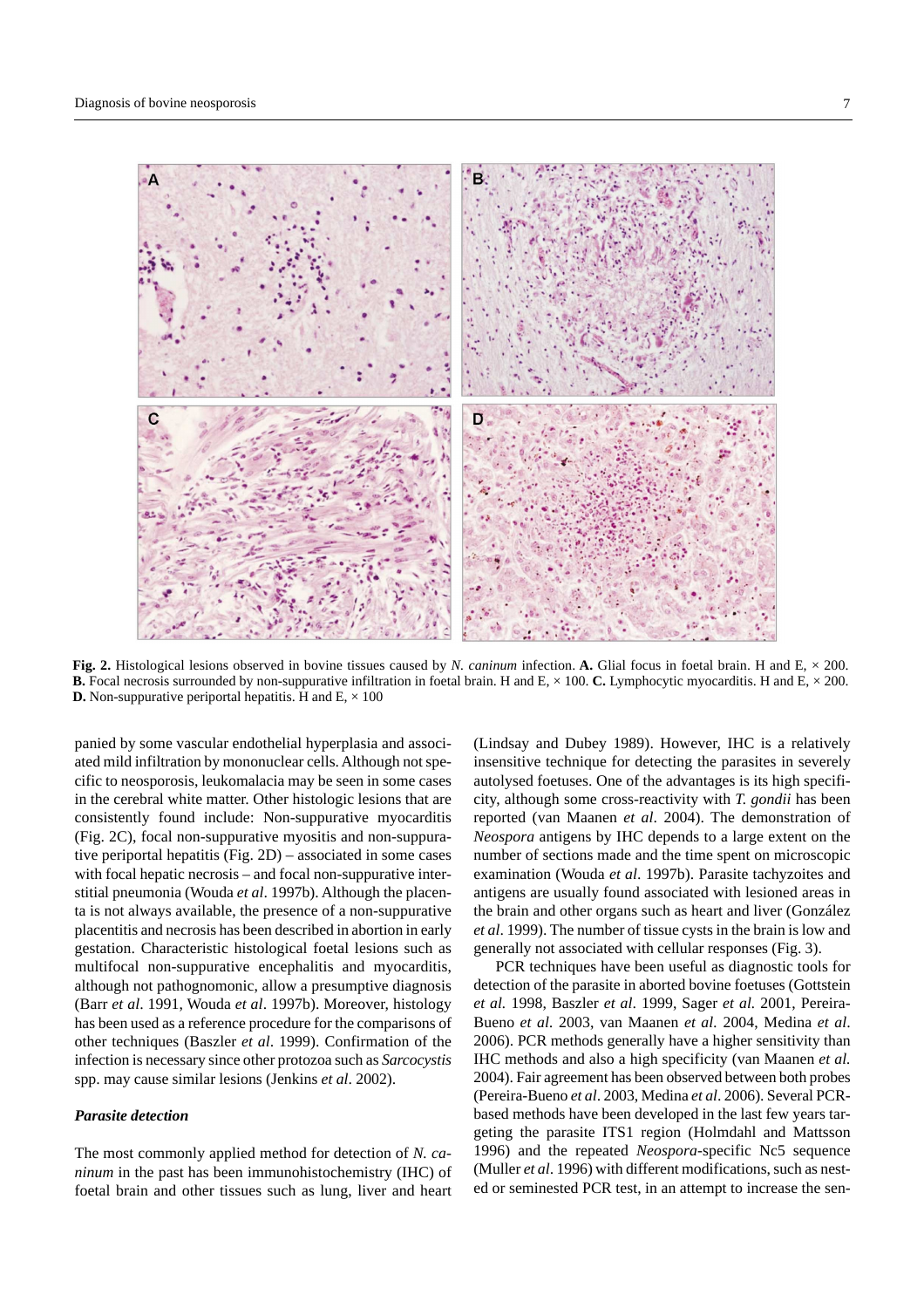**Fig. 2.** Histological lesions observed in bovine tissues caused by *N. caninum* infection. **A.** Glial focus in foetal brain. H and E, × 200. **B.** Focal necrosis surrounded by non-suppurative infiltration in foetal brain. H and E, × 100. **C.** Lymphocytic myocarditis. H and E, × 200. **D.** Non-suppurative periportal hepatitis. H and E, × 100

panied by some vascular endothelial hyperplasia and associated mild infiltration by mononuclear cells. Although not specific to neosporosis, leukomalacia may be seen in some cases in the cerebral white matter. Other histologic lesions that are consistently found include: Non-suppurative myocarditis (Fig. 2C), focal non-suppurative myositis and non-suppurative periportal hepatitis (Fig. 2D) – associated in some cases with focal hepatic necrosis – and focal non-suppurative interstitial pneumonia (Wouda *et al*. 1997b). Although the placenta is not always available, the presence of a non-suppurative placentitis and necrosis has been described in abortion in early gestation. Characteristic histological foetal lesions such as multifocal non-suppurative encephalitis and myocarditis, although not pathognomonic, allow a presumptive diagnosis (Barr *et al*. 1991, Wouda *et al*. 1997b). Moreover, histology has been used as a reference procedure for the comparisons of other techniques (Baszler *et al*. 1999). Confirmation of the infection is necessary since other protozoa such as *Sarcocystis* spp. may cause similar lesions (Jenkins *et al*. 2002).

### *Parasite detection*

The most commonly applied method for detection of *N. caninum* in the past has been immunohistochemistry (IHC) of foetal brain and other tissues such as lung, liver and heart (Lindsay and Dubey 1989). However, IHC is a relatively insensitive technique for detecting the parasites in severely autolysed foetuses. One of the advantages is its high specificity, although some cross-reactivity with *T. gondii* has been reported (van Maanen *et al*. 2004). The demonstration of *Neospora* antigens by IHC depends to a large extent on the number of sections made and the time spent on microscopic examination (Wouda *et al*. 1997b). Parasite tachyzoites and antigens are usually found associated with lesioned areas in the brain and other organs such as heart and liver (González *et al*. 1999). The number of tissue cysts in the brain is low and generally not associated with cellular responses (Fig. 3).

PCR techniques have been useful as diagnostic tools for detection of the parasite in aborted bovine foetuses (Gottstein *et al.* 1998, Baszler *et al*. 1999, Sager *et al.* 2001, Pereira-Bueno *et al*. 2003, van Maanen *et al*. 2004, Medina *et al*. 2006). PCR methods generally have a higher sensitivity than IHC methods and also a high specificity (van Maanen *et al.* 2004). Fair agreement has been observed between both probes (Pereira-Bueno *et al*. 2003, Medina *et al*. 2006). Several PCR-based methods have been developed in the last few years targeting the parasite ITS1 region (Holmdahl and Mattsson 1996) and the repeated *Neospora*-specific Nc5 sequence (Muller *et al*. 1996) with different modifications, such as nested or seminested PCR test, in an attempt to increase the sen-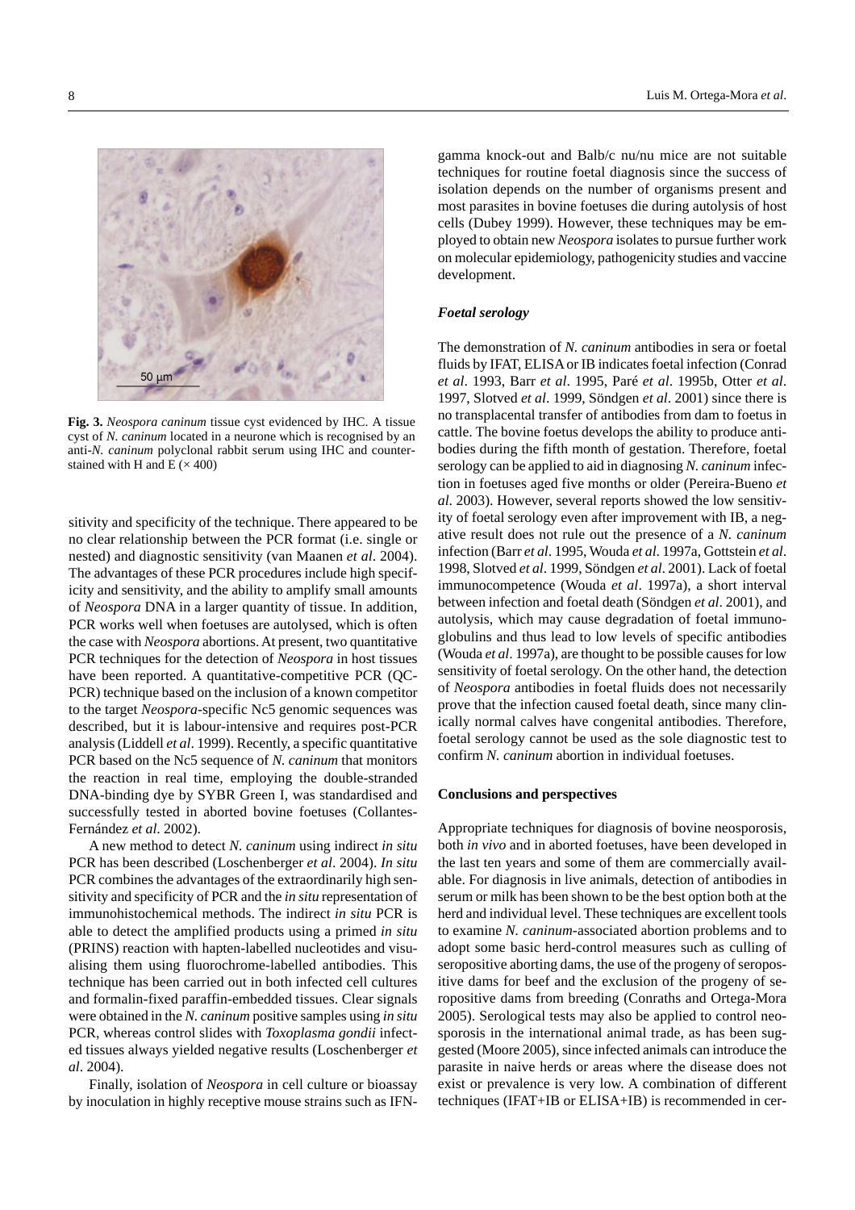**Fig. 3.** *Neospora caninum* tissue cyst evidenced by IHC. A tissue cyst of *N. caninum* located in a neurone which is recognised by an anti-*N. caninum* polyclonal rabbit serum using IHC and counterstained with H and E (× 400)

sitivity and specificity of the technique. There appeared to be no clear relationship between the PCR format (i.e. single or nested) and diagnostic sensitivity (van Maanen *et al*. 2004). The advantages of these PCR procedures include high specificity and sensitivity, and the ability to amplify small amounts of *Neospora* DNA in a larger quantity of tissue. In addition, PCR works well when foetuses are autolysed, which is often the case with *Neospora* abortions. At present, two quantitative PCR techniques for the detection of *Neospora* in host tissues have been reported. A quantitative-competitive PCR (QC-PCR) technique based on the inclusion of a known competitor to the target *Neospora*-specific Nc5 genomic sequences was described, but it is labour-intensive and requires post-PCR analysis (Liddell *et al*. 1999). Recently, a specific quantitative PCR based on the Nc5 sequence of *N. caninum* that monitors the reaction in real time, employing the double-stranded DNA-binding dye by SYBR Green I, was standardised and successfully tested in aborted bovine foetuses (Collantes-Fernández *et al*. 2002).

A new method to detect *N. caninum* using indirect *in situ* PCR has been described (Loschenberger *et al*. 2004). *In situ* PCR combines the advantages of the extraordinarily high sensitivity and specificity of PCR and the *in situ* representation of immunohistochemical methods. The indirect *in situ* PCR is able to detect the amplified products using a primed *in situ* (PRINS) reaction with hapten-labelled nucleotides and visualising them using fluorochrome-labelled antibodies. This technique has been carried out in both infected cell cultures and formalin-fixed paraffin-embedded tissues. Clear signals were obtained in the *N. caninum* positive samples using *in situ* PCR, whereas control slides with *Toxoplasma gondii* infected tissues always yielded negative results (Loschenberger *et al*. 2004).

Finally, isolation of *Neospora* in cell culture or bioassay by inoculation in highly receptive mouse strains such as IFN-gamma knock-out and Balb/c nu/nu mice are not suitable techniques for routine foetal diagnosis since the success of isolation depends on the number of organisms present and most parasites in bovine foetuses die during autolysis of host cells (Dubey 1999). However, these techniques may be employed to obtain new *Neospora* isolates to pursue further work on molecular epidemiology, pathogenicity studies and vaccine development.

### *Foetal serology*

The demonstration of *N. caninum* antibodies in sera or foetal fluids by IFAT, ELISA or IB indicates foetal infection (Conrad *et al*. 1993, Barr *et al*. 1995, Paré *et al*. 1995b, Otter *et al*. 1997, Slotved *et al*. 1999, Söndgen *et al*. 2001) since there is no transplacental transfer of antibodies from dam to foetus in cattle. The bovine foetus develops the ability to produce antibodies during the fifth month of gestation. Therefore, foetal serology can be applied to aid in diagnosing *N. caninum* infection in foetuses aged five months or older (Pereira-Bueno *et al*. 2003). However, several reports showed the low sensitivity of foetal serology even after improvement with IB, a negative result does not rule out the presence of a *N. caninum* infection (Barr *et al*. 1995, Wouda *et al*. 1997a, Gottstein *et al*. 1998, Slotved *et al*. 1999, Söndgen *et al*. 2001). Lack of foetal immunocompetence (Wouda *et al*. 1997a), a short interval between infection and foetal death (Söndgen *et al*. 2001), and autolysis, which may cause degradation of foetal immunoglobulins and thus lead to low levels of specific antibodies (Wouda *et al*. 1997a), are thought to be possible causes for low sensitivity of foetal serology. On the other hand, the detection of *Neospora* antibodies in foetal fluids does not necessarily prove that the infection caused foetal death, since many clinically normal calves have congenital antibodies. Therefore, foetal serology cannot be used as the sole diagnostic test to confirm *N. caninum* abortion in individual foetuses.

## Conclusions and perspectives

Appropriate techniques for diagnosis of bovine neosporosis, both *in vivo* and in aborted foetuses, have been developed in the last ten years and some of them are commercially available. For diagnosis in live animals, detection of antibodies in serum or milk has been shown to be the best option both at the herd and individual level. These techniques are excellent tools to examine *N. caninum*-associated abortion problems and to adopt some basic herd-control measures such as culling of seropositive aborting dams, the use of the progeny of seropositive dams for beef and the exclusion of the progeny of seropositive dams from breeding (Conraths and Ortega-Mora 2005). Serological tests may also be applied to control neosporosis in the international animal trade, as has been suggested (Moore 2005), since infected animals can introduce the parasite in naive herds or areas where the disease does not exist or prevalence is very low. A combination of different techniques (IFAT+IB or ELISA+IB) is recommended in cer-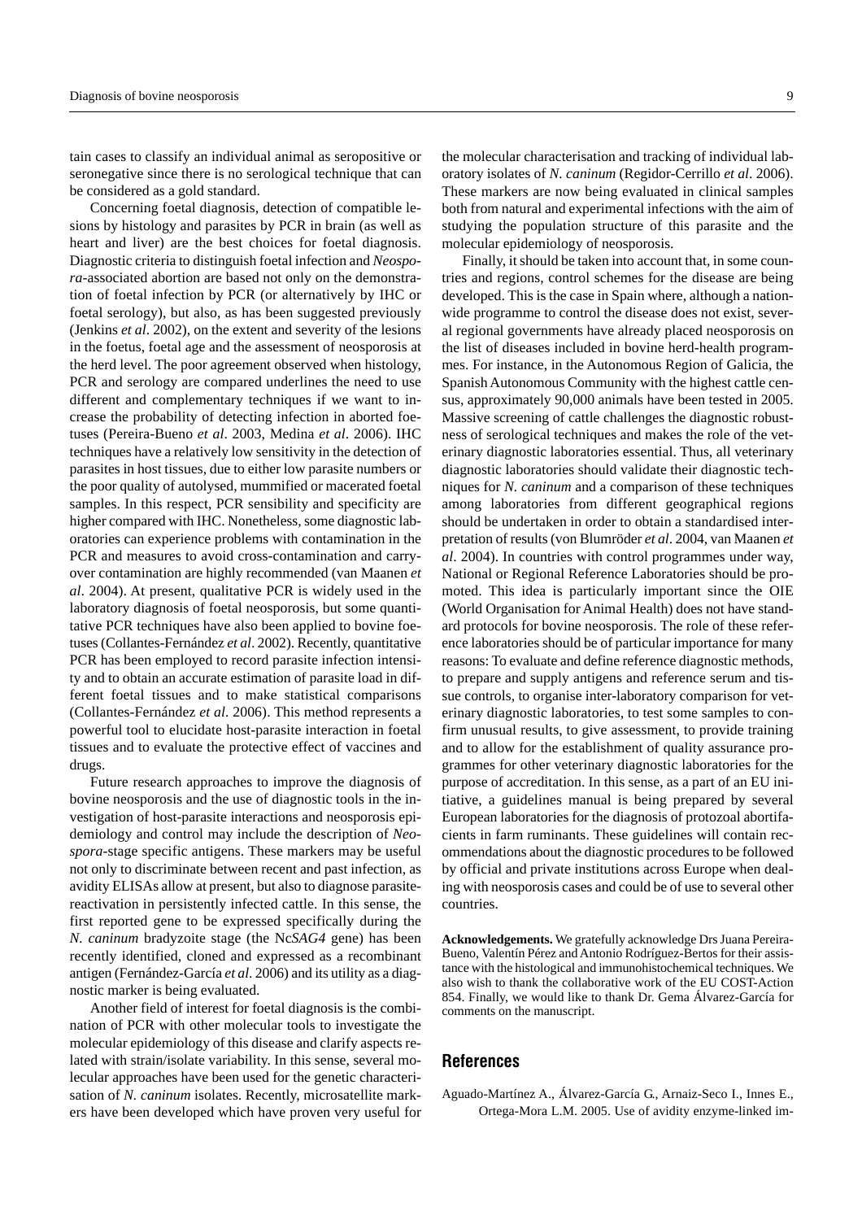tain cases to classify an individual animal as seropositive or seronegative since there is no serological technique that can be considered as a gold standard.

Concerning foetal diagnosis, detection of compatible lesions by histology and parasites by PCR in brain (as well as heart and liver) are the best choices for foetal diagnosis. Diagnostic criteria to distinguish foetal infection and *Neospora*-associated abortion are based not only on the demonstration of foetal infection by PCR (or alternatively by IHC or foetal serology), but also, as has been suggested previously (Jenkins *et al*. 2002), on the extent and severity of the lesions in the foetus, foetal age and the assessment of neosporosis at the herd level. The poor agreement observed when histology, PCR and serology are compared underlines the need to use different and complementary techniques if we want to increase the probability of detecting infection in aborted foetuses (Pereira-Bueno *et al*. 2003, Medina *et al*. 2006). IHC techniques have a relatively low sensitivity in the detection of parasites in host tissues, due to either low parasite numbers or the poor quality of autolysed, mummified or macerated foetal samples. In this respect, PCR sensibility and specificity are higher compared with IHC. Nonetheless, some diagnostic laboratories can experience problems with contamination in the PCR and measures to avoid cross-contamination and carry-over contamination are highly recommended (van Maanen *et al*. 2004). At present, qualitative PCR is widely used in the laboratory diagnosis of foetal neosporosis, but some quantitative PCR techniques have also been applied to bovine foetuses (Collantes-Fernández *et al*. 2002). Recently, quantitative PCR has been employed to record parasite infection intensity and to obtain an accurate estimation of parasite load in different foetal tissues and to make statistical comparisons (Collantes-Fernández *et al*. 2006). This method represents a powerful tool to elucidate host-parasite interaction in foetal tissues and to evaluate the protective effect of vaccines and drugs.

Future research approaches to improve the diagnosis of bovine neosporosis and the use of diagnostic tools in the investigation of host-parasite interactions and neosporosis epidemiology and control may include the description of *Neospora*-stage specific antigens. These markers may be useful not only to discriminate between recent and past infection, as avidity ELISAs allow at present, but also to diagnose parasite-reactivation in persistently infected cattle. In this sense, the first reported gene to be expressed specifically during the *N. caninum* bradyzoite stage (the Nc*SAG4* gene) has been recently identified, cloned and expressed as a recombinant antigen (Fernández-García *et al*. 2006) and its utility as a diagnostic marker is being evaluated.

Another field of interest for foetal diagnosis is the combination of PCR with other molecular tools to investigate the molecular epidemiology of this disease and clarify aspects related with strain/isolate variability. In this sense, several molecular approaches have been used for the genetic characterisation of *N. caninum* isolates. Recently, microsatellite markers have been developed which have proven very useful for the molecular characterisation and tracking of individual laboratory isolates of *N. caninum* (Regidor-Cerrillo *et al*. 2006). These markers are now being evaluated in clinical samples both from natural and experimental infections with the aim of studying the population structure of this parasite and the molecular epidemiology of neosporosis.

Finally, it should be taken into account that, in some countries and regions, control schemes for the disease are being developed. This is the case in Spain where, although a nationwide programme to control the disease does not exist, several regional governments have already placed neosporosis on the list of diseases included in bovine herd-health programmes. For instance, in the Autonomous Region of Galicia, the Spanish Autonomous Community with the highest cattle census, approximately 90,000 animals have been tested in 2005. Massive screening of cattle challenges the diagnostic robustness of serological techniques and makes the role of the veterinary diagnostic laboratories essential. Thus, all veterinary diagnostic laboratories should validate their diagnostic techniques for *N. caninum* and a comparison of these techniques among laboratories from different geographical regions should be undertaken in order to obtain a standardised interpretation of results (von Blumröder *et al*. 2004, van Maanen *et al*. 2004). In countries with control programmes under way, National or Regional Reference Laboratories should be promoted. This idea is particularly important since the OIE (World Organisation for Animal Health) does not have standard protocols for bovine neosporosis. The role of these reference laboratories should be of particular importance for many reasons: To evaluate and define reference diagnostic methods, to prepare and supply antigens and reference serum and tissue controls, to organise inter-laboratory comparison for veterinary diagnostic laboratories, to test some samples to confirm unusual results, to give assessment, to provide training and to allow for the establishment of quality assurance programmes for other veterinary diagnostic laboratories for the purpose of accreditation. In this sense, as a part of an EU initiative, a guidelines manual is being prepared by several European laboratories for the diagnosis of protozoal abortifacients in farm ruminants. These guidelines will contain recommendations about the diagnostic procedures to be followed by official and private institutions across Europe when dealing with neosporosis cases and could be of use to several other countries.

**Acknowledgements.** We gratefully acknowledge Drs Juana Pereira-Bueno, Valentín Pérez and Antonio Rodríguez-Bertos for their assistance with the histological and immunohistochemical techniques. We also wish to thank the collaborative work of the EU COST-Action 854. Finally, we would like to thank Dr. Gema Álvarez-García for comments on the manuscript.

## References

Aguado-Martínez A., Álvarez-García G., Arnaiz-Seco I., Innes E., Ortega-Mora L.M. 2005. Use of avidity enzyme-linked im-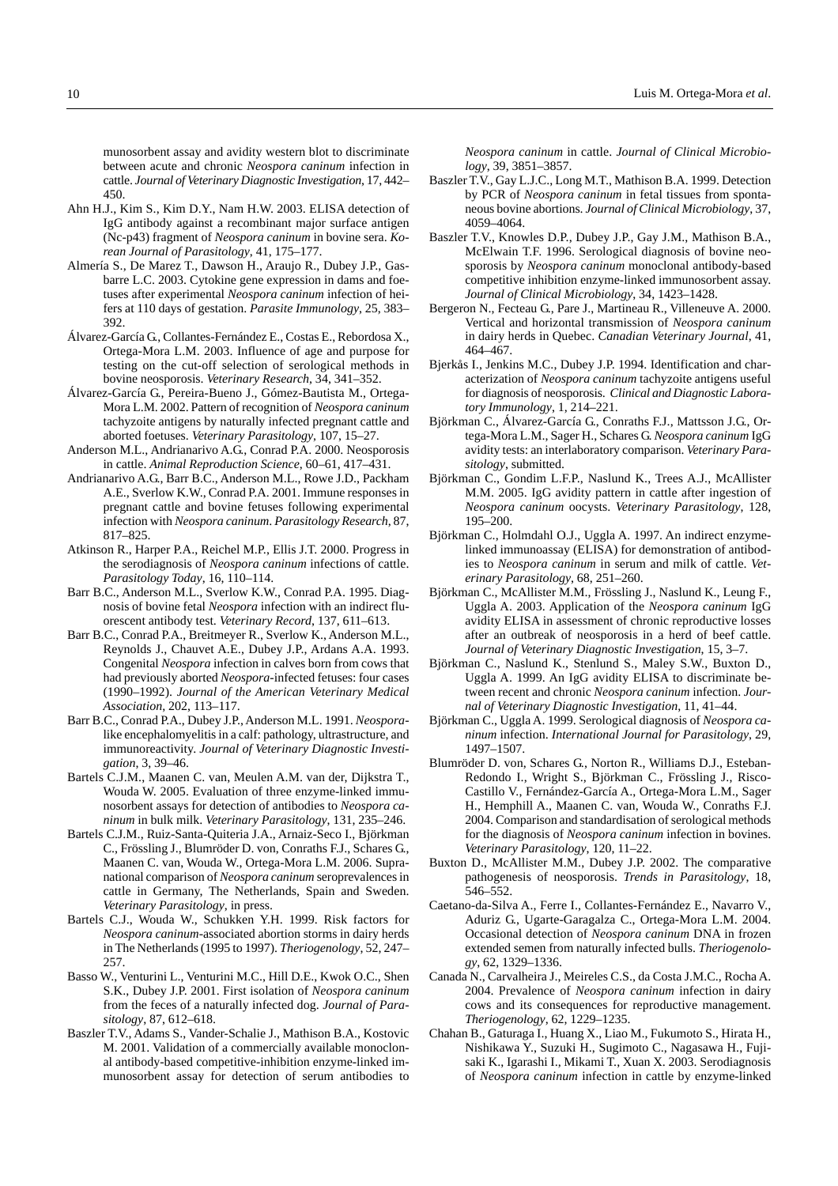munosorbent assay and avidity western blot to discriminate between acute and chronic *Neospora caninum* infection in cattle. *Journal of Veterinary Diagnostic Investigation*, 17, 442–450.

Ahn H.J., Kim S., Kim D.Y., Nam H.W. 2003. ELISA detection of IgG antibody against a recombinant major surface antigen (Nc-p43) fragment of *Neospora caninum* in bovine sera. *Korean Journal of Parasitology*, 41, 175–177.

Almería S., De Marez T., Dawson H., Araujo R., Dubey J.P., Gasbarre L.C. 2003. Cytokine gene expression in dams and foetuses after experimental *Neospora caninum* infection of heifers at 110 days of gestation. *Parasite Immunology*, 25, 383–392.

Álvarez-García G., Collantes-Fernández E., Costas E., Rebordosa X., Ortega-Mora L.M. 2003. Influence of age and purpose for testing on the cut-off selection of serological methods in bovine neosporosis. *Veterinary Research*, 34, 341–352.

Álvarez-García G., Pereira-Bueno J., Gómez-Bautista M., Ortega-Mora L.M. 2002. Pattern of recognition of *Neospora caninum* tachyzoite antigens by naturally infected pregnant cattle and aborted foetuses. *Veterinary Parasitology*, 107, 15–27.

Anderson M.L., Andrianarivo A.G., Conrad P.A. 2000. Neosporosis in cattle. *Animal Reproduction Science*, 60–61, 417–431.

Andrianarivo A.G., Barr B.C., Anderson M.L., Rowe J.D., Packham A.E., Sverlow K.W., Conrad P.A. 2001. Immune responses in pregnant cattle and bovine fetuses following experimental infection with *Neospora caninum*. *Parasitology Research*, 87, 817–825.

Atkinson R., Harper P.A., Reichel M.P., Ellis J.T. 2000. Progress in the serodiagnosis of *Neospora caninum* infections of cattle. *Parasitology Today*, 16, 110–114.

Barr B.C., Anderson M.L., Sverlow K.W., Conrad P.A. 1995. Diagnosis of bovine fetal *Neospora* infection with an indirect fluorescent antibody test. *Veterinary Record*, 137, 611–613.

Barr B.C., Conrad P.A., Breitmeyer R., Sverlow K., Anderson M.L., Reynolds J., Chauvet A.E., Dubey J.P., Ardans A.A. 1993. Congenital *Neospora* infection in calves born from cows that had previously aborted *Neospora*-infected fetuses: four cases (1990–1992). *Journal of the American Veterinary Medical Association*, 202, 113–117.

Barr B.C., Conrad P.A., Dubey J.P., Anderson M.L. 1991. *Neospora*-like encephalomyelitis in a calf: pathology, ultrastructure, and immunoreactivity. *Journal of Veterinary Diagnostic Investigation*, 3, 39–46.

Bartels C.J.M., Maanen C. van, Meulen A.M. van der, Dijkstra T., Wouda W. 2005. Evaluation of three enzyme-linked immunosorbent assays for detection of antibodies to *Neospora caninum* in bulk milk. *Veterinary Parasitology*, 131, 235–246.

Bartels C.J.M., Ruiz-Santa-Quiteria J.A., Arnaiz-Seco I., Björkman C., Frössling J., Blumröder D. von, Conraths F.J., Schares G., Maanen C. van, Wouda W., Ortega-Mora L.M. 2006. Supranational comparison of *Neospora caninum* seroprevalences in cattle in Germany, The Netherlands, Spain and Sweden. *Veterinary Parasitology*, in press.

Bartels C.J., Wouda W., Schukken Y.H. 1999. Risk factors for *Neospora caninum*-associated abortion storms in dairy herds in The Netherlands (1995 to 1997). *Theriogenology*, 52, 247–257.

Basso W., Venturini L., Venturini M.C., Hill D.E., Kwok O.C., Shen S.K., Dubey J.P. 2001. First isolation of *Neospora caninum* from the feces of a naturally infected dog. *Journal of Parasitology*, 87, 612–618.

Baszler T.V., Adams S., Vander-Schalie J., Mathison B.A., Kostovic M. 2001. Validation of a commercially available monoclonal antibody-based competitive-inhibition enzyme-linked immunosorbent assay for detection of serum antibodies to *Neospora caninum* in cattle. *Journal of Clinical Microbiology*, 39, 3851–3857.

Baszler T.V., Gay L.J.C., Long M.T., Mathison B.A. 1999. Detection by PCR of *Neospora caninum* in fetal tissues from spontaneous bovine abortions. *Journal of Clinical Microbiology*, 37, 4059–4064.

Baszler T.V., Knowles D.P., Dubey J.P., Gay J.M., Mathison B.A., McElwain T.F. 1996. Serological diagnosis of bovine neosporosis by *Neospora caninum* monoclonal antibody-based competitive inhibition enzyme-linked immunosorbent assay. *Journal of Clinical Microbiology*, 34, 1423–1428.

Bergeron N., Fecteau G., Pare J., Martineau R., Villeneuve A. 2000. Vertical and horizontal transmission of *Neospora caninum* in dairy herds in Quebec. *Canadian Veterinary Journal*, 41, 464–467.

Bjerkås I., Jenkins M.C., Dubey J.P. 1994. Identification and characterization of *Neospora caninum* tachyzoite antigens useful for diagnosis of neosporosis. *Clinical and Diagnostic Laboratory Immunology*, 1, 214–221.

Björkman C., Álvarez-García G., Conraths F.J., Mattsson J.G., Ortega-Mora L.M., Sager H., Schares G. *Neospora caninum* IgG avidity tests: an interlaboratory comparison. *Veterinary Parasitology*, submitted.

Björkman C., Gondim L.F.P., Naslund K., Trees A.J., McAllister M.M. 2005. IgG avidity pattern in cattle after ingestion of *Neospora caninum* oocysts. *Veterinary Parasitology*, 128, 195–200.

Björkman C., Holmdahl O.J., Uggla A. 1997. An indirect enzyme-linked immunoassay (ELISA) for demonstration of antibodies to *Neospora caninum* in serum and milk of cattle. *Veterinary Parasitology*, 68, 251–260.

Björkman C., McAllister M.M., Frössling J., Naslund K., Leung F., Uggla A. 2003. Application of the *Neospora caninum* IgG avidity ELISA in assessment of chronic reproductive losses after an outbreak of neosporosis in a herd of beef cattle. *Journal of Veterinary Diagnostic Investigation*, 15, 3–7.

Björkman C., Naslund K., Stenlund S., Maley S.W., Buxton D., Uggla A. 1999. An IgG avidity ELISA to discriminate between recent and chronic *Neospora caninum* infection. *Journal of Veterinary Diagnostic Investigation*, 11, 41–44.

Björkman C., Uggla A. 1999. Serological diagnosis of *Neospora caninum* infection. *International Journal for Parasitology*, 29, 1497–1507.

Blumröder D. von, Schares G., Norton R., Williams D.J., Esteban-Redondo I., Wright S., Björkman C., Frössling J., Risco-Castillo V., Fernández-García A., Ortega-Mora L.M., Sager H., Hemphill A., Maanen C. van, Wouda W., Conraths F.J. 2004. Comparison and standardisation of serological methods for the diagnosis of *Neospora caninum* infection in bovines. *Veterinary Parasitology*, 120, 11–22.

Buxton D., McAllister M.M., Dubey J.P. 2002. The comparative pathogenesis of neosporosis. *Trends in Parasitology*, 18, 546–552.

Caetano-da-Silva A., Ferre I., Collantes-Fernández E., Navarro V., Aduriz G., Ugarte-Garagalza C., Ortega-Mora L.M. 2004. Occasional detection of *Neospora caninum* DNA in frozen extended semen from naturally infected bulls. *Theriogenology*, 62, 1329–1336.

Canada N., Carvalheira J., Meireles C.S., da Costa J.M.C., Rocha A. 2004. Prevalence of *Neospora caninum* infection in dairy cows and its consequences for reproductive management. *Theriogenology*, 62, 1229–1235.

Chahan B., Gaturaga I., Huang X., Liao M., Fukumoto S., Hirata H., Nishikawa Y., Suzuki H., Sugimoto C., Nagasawa H., Fujisaki K., Igarashi I., Mikami T., Xuan X. 2003. Serodiagnosis of *Neospora caninum* infection in cattle by enzyme-linked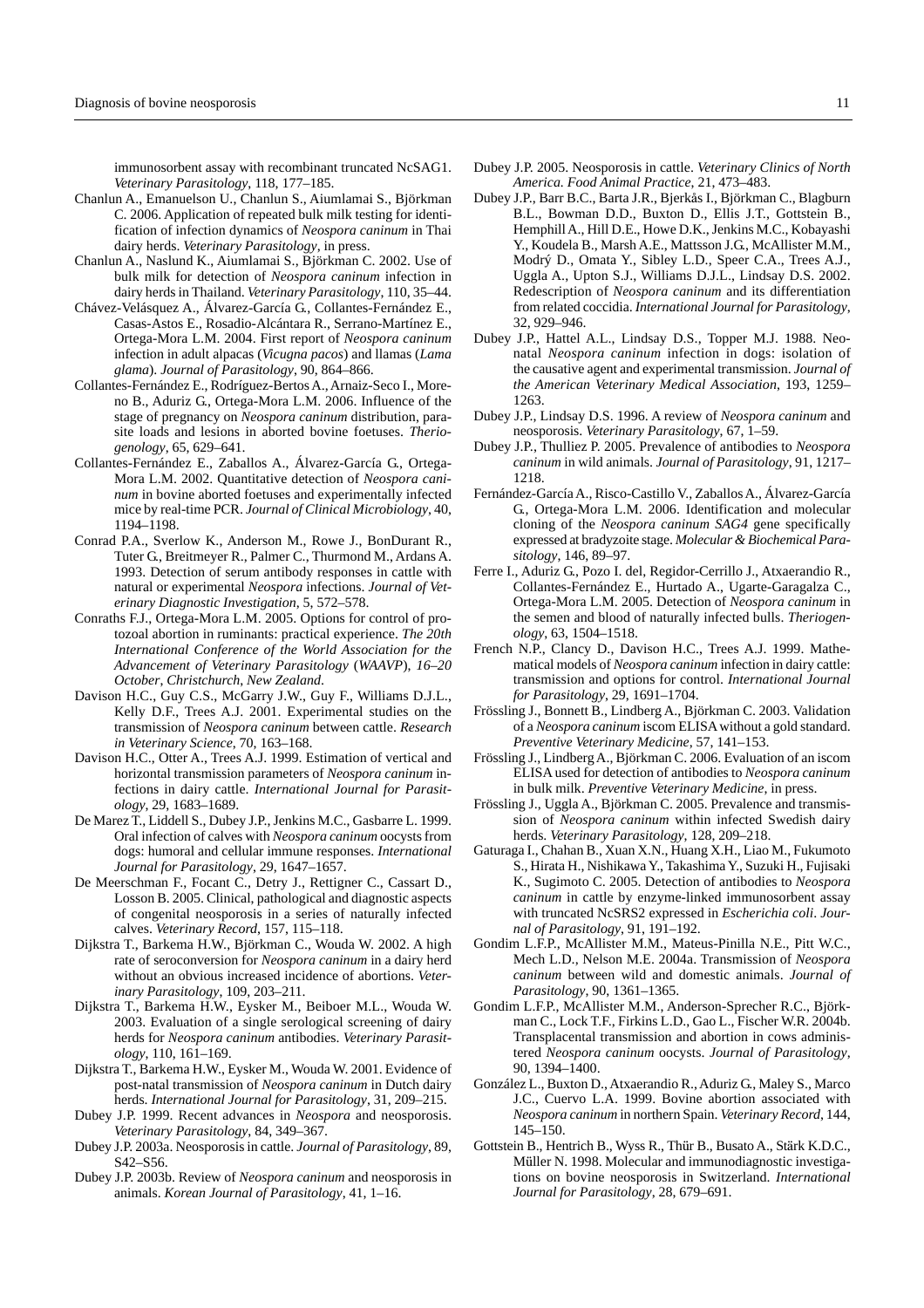immunosorbent assay with recombinant truncated NcSAG1. *Veterinary Parasitology*, 118, 177–185.

Chanlun A., Emanuelson U., Chanlun S., Aiumlamai S., Björkman C. 2006. Application of repeated bulk milk testing for identification of infection dynamics of *Neospora caninum* in Thai dairy herds. *Veterinary Parasitology*, in press.

Chanlun A., Naslund K., Aiumlamai S., Björkman C. 2002. Use of bulk milk for detection of *Neospora caninum* infection in dairy herds in Thailand. *Veterinary Parasitology*, 110, 35–44.

Chávez-Velásquez A., Álvarez-García G., Collantes-Fernández E., Casas-Astos E., Rosadio-Alcántara R., Serrano-Martínez E., Ortega-Mora L.M. 2004. First report of *Neospora caninum* infection in adult alpacas (*Vicugna pacos*) and llamas (*Lama glama*). *Journal of Parasitology*, 90, 864–866.

Collantes-Fernández E., Rodríguez-Bertos A., Arnaiz-Seco I., Moreno B., Aduriz G., Ortega-Mora L.M. 2006. Influence of the stage of pregnancy on *Neospora caninum* distribution, parasite loads and lesions in aborted bovine foetuses. *Theriogenology*, 65, 629–641.

Collantes-Fernández E., Zaballos A., Álvarez-García G., Ortega-Mora L.M. 2002. Quantitative detection of *Neospora caninum* in bovine aborted foetuses and experimentally infected mice by real-time PCR. *Journal of Clinical Microbiology*, 40, 1194–1198.

Conrad P.A., Sverlow K., Anderson M., Rowe J., BonDurant R., Tuter G., Breitmeyer R., Palmer C., Thurmond M., Ardans A. 1993. Detection of serum antibody responses in cattle with natural or experimental *Neospora* infections. *Journal of Veterinary Diagnostic Investigation*, 5, 572–578.

Conraths F.J., Ortega-Mora L.M. 2005. Options for control of protozoal abortion in ruminants: practical experience. *The 20th International Conference of the World Association for the Advancement of Veterinary Parasitology* (*WAAVP*)*, 16–20 October, Christchurch, New Zealand*.

Davison H.C., Guy C.S., McGarry J.W., Guy F., Williams D.J.L., Kelly D.F., Trees A.J. 2001. Experimental studies on the transmission of *Neospora caninum* between cattle. *Research in Veterinary Science*, 70, 163–168.

Davison H.C., Otter A., Trees A.J. 1999. Estimation of vertical and horizontal transmission parameters of *Neospora caninum* infections in dairy cattle. *International Journal for Parasitology*, 29, 1683–1689.

De Marez T., Liddell S., Dubey J.P., Jenkins M.C., Gasbarre L. 1999. Oral infection of calves with *Neospora caninum* oocysts from dogs: humoral and cellular immune responses. *International Journal for Parasitology*, 29, 1647–1657.

De Meerschman F., Focant C., Detry J., Rettigner C., Cassart D., Losson B. 2005. Clinical, pathological and diagnostic aspects of congenital neosporosis in a series of naturally infected calves. *Veterinary Record*, 157, 115–118.

Dijkstra T., Barkema H.W., Björkman C., Wouda W. 2002. A high rate of seroconversion for *Neospora caninum* in a dairy herd without an obvious increased incidence of abortions. *Veterinary Parasitology*, 109, 203–211.

Dijkstra T., Barkema H.W., Eysker M., Beiboer M.L., Wouda W. 2003. Evaluation of a single serological screening of dairy herds for *Neospora caninum* antibodies. *Veterinary Parasitology*, 110, 161–169.

Dijkstra T., Barkema H.W., Eysker M., Wouda W. 2001. Evidence of post-natal transmission of *Neospora caninum* in Dutch dairy herds. *International Journal for Parasitology*, 31, 209–215.

Dubey J.P. 1999. Recent advances in *Neospora* and neosporosis. *Veterinary Parasitology*, 84, 349–367.

Dubey J.P. 2003a. Neosporosis in cattle. *Journal of Parasitology*, 89, S42–S56.

Dubey J.P. 2003b. Review of *Neospora caninum* and neosporosis in animals. *Korean Journal of Parasitology*, 41, 1–16.

Dubey J.P. 2005. Neosporosis in cattle. *Veterinary Clinics of North America. Food Animal Practice*, 21, 473–483.

Dubey J.P., Barr B.C., Barta J.R., Bjerkås I., Björkman C., Blagburn B.L., Bowman D.D., Buxton D., Ellis J.T., Gottstein B., Hemphill A., Hill D.E., Howe D.K., Jenkins M.C., Kobayashi Y., Koudela B., Marsh A.E., Mattsson J.G., McAllister M.M., Modrý D., Omata Y., Sibley L.D., Speer C.A., Trees A.J., Uggla A., Upton S.J., Williams D.J.L., Lindsay D.S. 2002. Redescription of *Neospora caninum* and its differentiation from related coccidia. *International Journal for Parasitology*, 32, 929–946.

Dubey J.P., Hattel A.L., Lindsay D.S., Topper M.J. 1988. Neonatal *Neospora caninum* infection in dogs: isolation of the causative agent and experimental transmission. *Journal of the American Veterinary Medical Association*, 193, 1259–1263.

Dubey J.P., Lindsay D.S. 1996. A review of *Neospora caninum* and neosporosis. *Veterinary Parasitology*, 67, 1–59.

Dubey J.P., Thulliez P. 2005. Prevalence of antibodies to *Neospora caninum* in wild animals. *Journal of Parasitology*, 91, 1217–1218.

Fernández-García A., Risco-Castillo V., Zaballos A., Álvarez-García G., Ortega-Mora L.M. 2006. Identification and molecular cloning of the *Neospora caninum SAG4* gene specifically expressed at bradyzoite stage. *Molecular & Biochemical Parasitology*, 146, 89–97.

Ferre I., Aduriz G., Pozo I. del, Regidor-Cerrillo J., Atxaerandio R., Collantes-Fernández E., Hurtado A., Ugarte-Garagalza C., Ortega-Mora L.M. 2005. Detection of *Neospora caninum* in the semen and blood of naturally infected bulls. *Theriogenology*, 63, 1504–1518.

French N.P., Clancy D., Davison H.C., Trees A.J. 1999. Mathematical models of *Neospora caninum* infection in dairy cattle: transmission and options for control. *International Journal for Parasitology*, 29, 1691–1704.

Frössling J., Bonnett B., Lindberg A., Björkman C. 2003. Validation of a *Neospora caninum* iscom ELISA without a gold standard. *Preventive Veterinary Medicine*, 57, 141–153.

Frössling J., Lindberg A., Björkman C. 2006. Evaluation of an iscom ELISA used for detection of antibodies to *Neospora caninum* in bulk milk. *Preventive Veterinary Medicine*, in press.

Frössling J., Uggla A., Björkman C. 2005. Prevalence and transmission of *Neospora caninum* within infected Swedish dairy herds. *Veterinary Parasitology*, 128, 209–218.

Gaturaga I., Chahan B., Xuan X.N., Huang X.H., Liao M., Fukumoto S., Hirata H., Nishikawa Y., Takashima Y., Suzuki H., Fujisaki K., Sugimoto C. 2005. Detection of antibodies to *Neospora caninum* in cattle by enzyme-linked immunosorbent assay with truncated NcSRS2 expressed in *Escherichia coli*. *Journal of Parasitology*, 91, 191–192.

Gondim L.F.P., McAllister M.M., Mateus-Pinilla N.E., Pitt W.C., Mech L.D., Nelson M.E. 2004a. Transmission of *Neospora caninum* between wild and domestic animals. *Journal of Parasitology*, 90, 1361–1365.

Gondim L.F.P., McAllister M.M., Anderson-Sprecher R.C., Björkman C., Lock T.F., Firkins L.D., Gao L., Fischer W.R. 2004b. Transplacental transmission and abortion in cows administered *Neospora caninum* oocysts. *Journal of Parasitology*, 90, 1394–1400.

González L., Buxton D., Atxaerandio R., Aduriz G., Maley S., Marco J.C., Cuervo L.A. 1999. Bovine abortion associated with *Neospora caninum* in northern Spain. *Veterinary Record*, 144, 145–150.

Gottstein B., Hentrich B., Wyss R., Thür B., Busato A., Stärk K.D.C., Müller N. 1998. Molecular and immunodiagnostic investigations on bovine neosporosis in Switzerland. *International Journal for Parasitology*, 28, 679–691.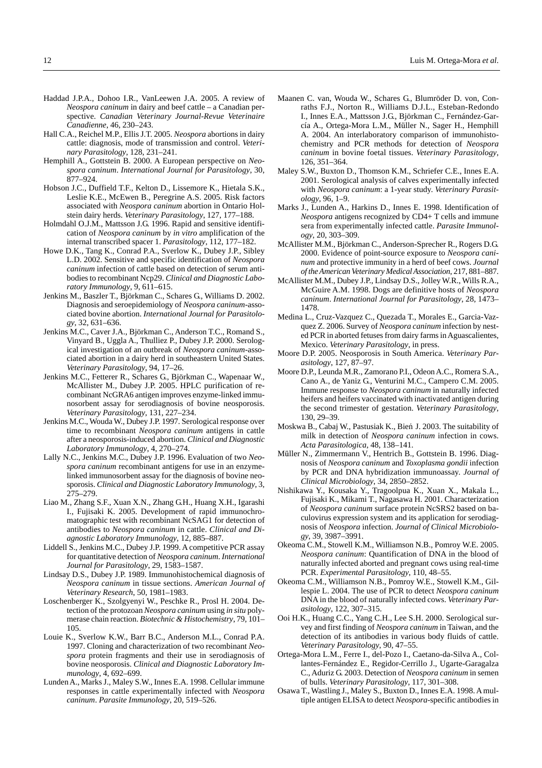Haddad J.P.A., Dohoo I.R., VanLeewen J.A. 2005. A review of *Neospora caninum* in dairy and beef cattle – a Canadian perspective. *Canadian Veterinary Journal-Revue Veterinaire Canadienne*, 46, 230–243.

Hall C.A., Reichel M.P., Ellis J.T. 2005. *Neospora* abortions in dairy cattle: diagnosis, mode of transmission and control. *Veterinary Parasitology*, 128, 231–241.

Hemphill A., Gottstein B. 2000. A European perspective on *Neospora caninum*. *International Journal for Parasitology*, 30, 877–924.

Hobson J.C., Duffield T.F., Kelton D., Lissemore K., Hietala S.K., Leslie K.E., McEwen B., Peregrine A.S. 2005. Risk factors associated with *Neospora caninum* abortion in Ontario Holstein dairy herds. *Veterinary Parasitology*, 127, 177–188.

Holmdahl O.J.M., Mattsson J.G. 1996. Rapid and sensitive identification of *Neospora caninum* by *in vitro* amplification of the internal transcribed spacer 1. *Parasitology*, 112, 177–182.

Howe D.K., Tang K., Conrad P.A., Sverlow K., Dubey J.P., Sibley L.D. 2002. Sensitive and specific identification of *Neospora caninum* infection of cattle based on detection of serum antibodies to recombinant Ncp29. *Clinical and Diagnostic Laboratory Immunology*, 9, 611–615.

Jenkins M., Baszler T., Björkman C., Schares G., Williams D. 2002. Diagnosis and seroepidemiology of *Neospora caninum*-associated bovine abortion. *International Journal for Parasitology*, 32, 631–636.

Jenkins M.C., Caver J.A., Björkman C., Anderson T.C., Romand S., Vinyard B., Uggla A., Thulliez P., Dubey J.P. 2000. Serological investigation of an outbreak of *Neospora caninum*-associated abortion in a dairy herd in southeastern United States. *Veterinary Parasitology*, 94, 17–26.

Jenkins M.C., Fetterer R., Schares G., Björkman C., Wapenaar W., McAllister M., Dubey J.P. 2005. HPLC purification of recombinant NcGRA6 antigen improves enzyme-linked immunosorbent assay for serodiagnosis of bovine neosporosis. *Veterinary Parasitology*, 131, 227–234.

Jenkins M.C., Wouda W., Dubey J.P. 1997. Serological response over time to recombinant *Neospora caninum* antigens in cattle after a neosporosis-induced abortion. *Clinical and Diagnostic Laboratory Immunology*, 4, 270–274.

Lally N.C., Jenkins M.C., Dubey J.P. 1996. Evaluation of two *Neospora caninum* recombinant antigens for use in an enzyme-linked immunosorbent assay for the diagnosis of bovine neosporosis. *Clinical and Diagnostic Laboratory Immunology*, 3, 275–279.

Liao M., Zhang S.F., Xuan X.N., Zhang G.H., Huang X.H., Igarashi I., Fujisaki K. 2005. Development of rapid immunochromatographic test with recombinant NcSAG1 for detection of antibodies to *Neospora caninum* in cattle. *Clinical and Diagnostic Laboratory Immunology*, 12, 885–887.

Liddell S., Jenkins M.C., Dubey J.P. 1999. A competitive PCR assay for quantitative detection of *Neospora caninum*. *International Journal for Parasitology*, 29, 1583–1587.

Lindsay D.S., Dubey J.P. 1989. Immunohistochemical diagnosis of *Neospora caninum* in tissue sections. *American Journal of Veterinary Research*, 50, 1981–1983.

Loschenberger K., Szolgyenyi W., Peschke R., Prosl H. 2004. Detection of the protozoan *Neospora caninum* using *in situ* polymerase chain reaction. *Biotechnic & Histochemistry*, 79, 101–105.

Louie K., Sverlow K.W., Barr B.C., Anderson M.L., Conrad P.A. 1997. Cloning and characterization of two recombinant *Neospora* protein fragments and their use in serodiagnosis of bovine neosporosis. *Clinical and Diagnostic Laboratory Immunology*, 4, 692–699.

Lunden A., Marks J., Maley S.W., Innes E.A. 1998. Cellular immune responses in cattle experimentally infected with *Neospora caninum*. *Parasite Immunology*, 20, 519–526.

Maanen C. van, Wouda W., Schares G., Blumröder D. von, Conraths F.J., Norton R., Williams D.J.L., Esteban-Redondo I., Innes E.A., Mattsson J.G., Björkman C., Fernández-García A., Ortega-Mora L.M., Müller N., Sager H., Hemphill A. 2004. An interlaboratory comparison of immunohistochemistry and PCR methods for detection of *Neospora caninum* in bovine foetal tissues. *Veterinary Parasitology*, 126, 351–364.

Maley S.W., Buxton D., Thomson K.M., Schriefer C.E., Innes E.A. 2001. Serological analysis of calves experimentally infected with *Neospora caninum*: a 1-year study. *Veterinary Parasitology*, 96, 1–9.

Marks J., Lunden A., Harkins D., Innes E. 1998. Identification of *Neospora* antigens recognized by CD4+ T cells and immune sera from experimentally infected cattle. *Parasite Immunology*, 20, 303–309.

McAllister M.M., Björkman C., Anderson-Sprecher R., Rogers D.G. 2000. Evidence of point-source exposure to *Neospora caninum* and protective immunity in a herd of beef cows. *Journal of the American Veterinary Medical Association*, 217, 881–887.

McAllister M.M., Dubey J.P., Lindsay D.S., Jolley W.R., Wills R.A., McGuire A.M. 1998. Dogs are definitive hosts of *Neospora caninum*. *International Journal for Parasitology*, 28, 1473–1478.

Medina L., Cruz-Vazquez C., Quezada T., Morales E., Garcia-Vazquez Z. 2006. Survey of *Neospora caninum* infection by nested PCR in aborted fetuses from dairy farms in Aguascalientes, Mexico. *Veterinary Parasitology*, in press.

Moore D.P. 2005. Neosporosis in South America. *Veterinary Parasitology*, 127, 87–97.

Moore D.P., Leunda M.R., Zamorano P.I., Odeon A.C., Romera S.A., Cano A., de Yaniz G., Venturini M.C., Campero C.M. 2005. Immune response to *Neospora caninum* in naturally infected heifers and heifers vaccinated with inactivated antigen during the second trimester of gestation. *Veterinary Parasitology*, 130, 29–39.

Moskwa B., Cabaj W., Pastusiak K., Bień J. 2003. The suitability of milk in detection of *Neospora caninum* infection in cows. *Acta Parasitologica*, 48, 138–141.

Müller N., Zimmermann V., Hentrich B., Gottstein B. 1996. Diagnosis of *Neospora caninum* and *Toxoplasma gondii* infection by PCR and DNA hybridization immunoassay. *Journal of Clinical Microbiology*, 34, 2850–2852.

Nishikawa Y., Kousaka Y., Tragoolpua K., Xuan X., Makala L., Fujisaki K., Mikami T., Nagasawa H. 2001. Characterization of *Neospora caninum* surface protein NcSRS2 based on baculovirus expression system and its application for serodiagnosis of *Neospora* infection. *Journal of Clinical Microbiology*, 39, 3987–3991.

Okeoma C.M., Stowell K.M., Williamson N.B., Pomroy W.E. 2005. *Neospora caninum*: Quantification of DNA in the blood of naturally infected aborted and pregnant cows using real-time PCR. *Experimental Parasitology*, 110, 48–55.

Okeoma C.M., Williamson N.B., Pomroy W.E., Stowell K.M., Gillespie L. 2004. The use of PCR to detect *Neospora caninum* DNA in the blood of naturally infected cows. *Veterinary Parasitology*, 122, 307–315.

Ooi H.K., Huang C.C., Yang C.H., Lee S.H. 2000. Serological survey and first finding of *Neospora caninum* in Taiwan, and the detection of its antibodies in various body fluids of cattle. *Veterinary Parasitology*, 90, 47–55.

Ortega-Mora L.M., Ferre I., del-Pozo I., Caetano-da-Silva A., Collantes-Fernández E., Regidor-Cerrillo J., Ugarte-Garagalza C., Aduriz G. 2003. Detection of *Neospora caninum* in semen of bulls. *Veterinary Parasitology*, 117, 301–308.

Osawa T., Wastling J., Maley S., Buxton D., Innes E.A. 1998. A multiple antigen ELISA to detect *Neospora*-specific antibodies in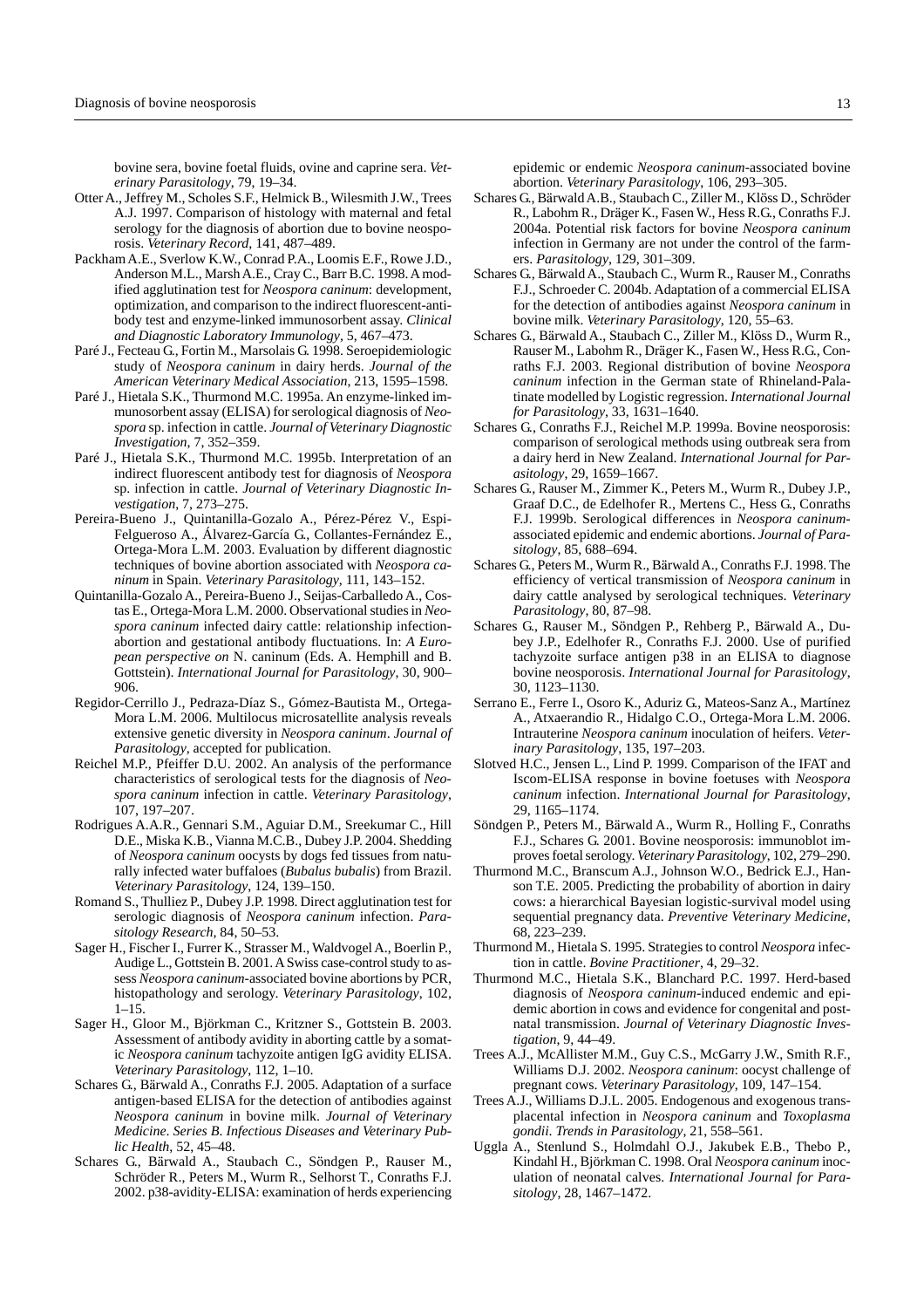bovine sera, bovine foetal fluids, ovine and caprine sera. *Veterinary Parasitology*, 79, 19–34.

Otter A., Jeffrey M., Scholes S.F., Helmick B., Wilesmith J.W., Trees A.J. 1997. Comparison of histology with maternal and fetal serology for the diagnosis of abortion due to bovine neosporosis. *Veterinary Record*, 141, 487–489.

Packham A.E., Sverlow K.W., Conrad P.A., Loomis E.F., Rowe J.D., Anderson M.L., Marsh A.E., Cray C., Barr B.C. 1998. A modified agglutination test for *Neospora caninum*: development, optimization, and comparison to the indirect fluorescent-antibody test and enzyme-linked immunosorbent assay. *Clinical and Diagnostic Laboratory Immunology*, 5, 467–473.

Paré J., Fecteau G., Fortin M., Marsolais G. 1998. Seroepidemiologic study of *Neospora caninum* in dairy herds. *Journal of the American Veterinary Medical Association*, 213, 1595–1598.

Paré J., Hietala S.K., Thurmond M.C. 1995a. An enzyme-linked immunosorbent assay (ELISA) for serological diagnosis of *Neospora* sp. infection in cattle. *Journal of Veterinary Diagnostic Investigation*, 7, 352–359.

Paré J., Hietala S.K., Thurmond M.C. 1995b. Interpretation of an indirect fluorescent antibody test for diagnosis of *Neospora* sp. infection in cattle. *Journal of Veterinary Diagnostic Investigation*, 7, 273–275.

Pereira-Bueno J., Quintanilla-Gozalo A., Pérez-Pérez V., Espi-Felgueroso A., Álvarez-García G., Collantes-Fernández E., Ortega-Mora L.M. 2003. Evaluation by different diagnostic techniques of bovine abortion associated with *Neospora caninum* in Spain. *Veterinary Parasitology*, 111, 143–152.

Quintanilla-Gozalo A., Pereira-Bueno J., Seijas-Carballedo A., Costas E., Ortega-Mora L.M. 2000. Observational studies in *Neospora caninum* infected dairy cattle: relationship infection-abortion and gestational antibody fluctuations. In: *A European perspective on* N. caninum (Eds. A. Hemphill and B. Gottstein). *International Journal for Parasitology*, 30, 900–906.

Regidor-Cerrillo J., Pedraza-Díaz S., Gómez-Bautista M., Ortega-Mora L.M. 2006. Multilocus microsatellite analysis reveals extensive genetic diversity in *Neospora caninum*. *Journal of Parasitology*, accepted for publication.

Reichel M.P., Pfeiffer D.U. 2002. An analysis of the performance characteristics of serological tests for the diagnosis of *Neospora caninum* infection in cattle. *Veterinary Parasitology*, 107, 197–207.

Rodrigues A.A.R., Gennari S.M., Aguiar D.M., Sreekumar C., Hill D.E., Miska K.B., Vianna M.C.B., Dubey J.P. 2004. Shedding of *Neospora caninum* oocysts by dogs fed tissues from naturally infected water buffaloes (*Bubalus bubalis*) from Brazil. *Veterinary Parasitology*, 124, 139–150.

Romand S., Thulliez P., Dubey J.P. 1998. Direct agglutination test for serologic diagnosis of *Neospora caninum* infection. *Parasitology Research*, 84, 50–53.

Sager H., Fischer I., Furrer K., Strasser M., Waldvogel A., Boerlin P., Audige L., Gottstein B. 2001. A Swiss case-control study to assess *Neospora caninum*-associated bovine abortions by PCR, histopathology and serology. *Veterinary Parasitology*, 102, 1–15.

Sager H., Gloor M., Björkman C., Kritzner S., Gottstein B. 2003. Assessment of antibody avidity in aborting cattle by a somatic *Neospora caninum* tachyzoite antigen IgG avidity ELISA. *Veterinary Parasitology*, 112, 1–10.

Schares G., Bärwald A., Conraths F.J. 2005. Adaptation of a surface antigen-based ELISA for the detection of antibodies against *Neospora caninum* in bovine milk. *Journal of Veterinary Medicine. Series B. Infectious Diseases and Veterinary Public Health*, 52, 45–48.

Schares G., Bärwald A., Staubach C., Söndgen P., Rauser M., Schröder R., Peters M., Wurm R., Selhorst T., Conraths F.J. 2002. p38-avidity-ELISA: examination of herds experiencing epidemic or endemic *Neospora caninum*-associated bovine abortion. *Veterinary Parasitology*, 106, 293–305.

Schares G., Bärwald A.B., Staubach C., Ziller M., Klöss D., Schröder R., Labohm R., Dräger K., Fasen W., Hess R.G., Conraths F.J. 2004a. Potential risk factors for bovine *Neospora caninum* infection in Germany are not under the control of the farmers. *Parasitology*, 129, 301–309.

Schares G., Bärwald A., Staubach C., Wurm R., Rauser M., Conraths F.J., Schroeder C. 2004b. Adaptation of a commercial ELISA for the detection of antibodies against *Neospora caninum* in bovine milk. *Veterinary Parasitology*, 120, 55–63.

Schares G., Bärwald A., Staubach C., Ziller M., Klöss D., Wurm R., Rauser M., Labohm R., Dräger K., Fasen W., Hess R.G., Conraths F.J. 2003. Regional distribution of bovine *Neospora caninum* infection in the German state of Rhineland-Palatinate modelled by Logistic regression. *International Journal for Parasitology*, 33, 1631–1640.

Schares G., Conraths F.J., Reichel M.P. 1999a. Bovine neosporosis: comparison of serological methods using outbreak sera from a dairy herd in New Zealand. *International Journal for Parasitology*, 29, 1659–1667.

Schares G., Rauser M., Zimmer K., Peters M., Wurm R., Dubey J.P., Graaf D.C., de Edelhofer R., Mertens C., Hess G., Conraths F.J. 1999b. Serological differences in *Neospora caninum*-associated epidemic and endemic abortions. *Journal of Parasitology*, 85, 688–694.

Schares G., Peters M., Wurm R., Bärwald A., Conraths F.J. 1998. The efficiency of vertical transmission of *Neospora caninum* in dairy cattle analysed by serological techniques. *Veterinary Parasitology*, 80, 87–98.

Schares G., Rauser M., Söndgen P., Rehberg P., Bärwald A., Dubey J.P., Edelhofer R., Conraths F.J. 2000. Use of purified tachyzoite surface antigen p38 in an ELISA to diagnose bovine neosporosis. *International Journal for Parasitology*, 30, 1123–1130.

Serrano E., Ferre I., Osoro K., Aduriz G., Mateos-Sanz A., Martínez A., Atxaerandio R., Hidalgo C.O., Ortega-Mora L.M. 2006. Intrauterine *Neospora caninum* inoculation of heifers. *Veterinary Parasitology*, 135, 197–203.

Slotved H.C., Jensen L., Lind P. 1999. Comparison of the IFAT and Iscom-ELISA response in bovine foetuses with *Neospora caninum* infection. *International Journal for Parasitology*, 29, 1165–1174.

Söndgen P., Peters M., Bärwald A., Wurm R., Holling F., Conraths F.J., Schares G. 2001. Bovine neosporosis: immunoblot improves foetal serology. *Veterinary Parasitology*, 102, 279–290.

Thurmond M.C., Branscum A.J., Johnson W.O., Bedrick E.J., Hanson T.E. 2005. Predicting the probability of abortion in dairy cows: a hierarchical Bayesian logistic-survival model using sequential pregnancy data. *Preventive Veterinary Medicine*, 68, 223–239.

Thurmond M., Hietala S. 1995. Strategies to control *Neospora* infection in cattle. *Bovine Practitioner*, 4, 29–32.

Thurmond M.C., Hietala S.K., Blanchard P.C. 1997. Herd-based diagnosis of *Neospora caninum*-induced endemic and epidemic abortion in cows and evidence for congenital and postnatal transmission. *Journal of Veterinary Diagnostic Investigation*, 9, 44–49.

Trees A.J., McAllister M.M., Guy C.S., McGarry J.W., Smith R.F., Williams D.J. 2002. *Neospora caninum*: oocyst challenge of pregnant cows. *Veterinary Parasitology*, 109, 147–154.

Trees A.J., Williams D.J.L. 2005. Endogenous and exogenous transplacental infection in *Neospora caninum* and *Toxoplasma gondii*. *Trends in Parasitology*, 21, 558–561.

Uggla A., Stenlund S., Holmdahl O.J., Jakubek E.B., Thebo P., Kindahl H., Björkman C. 1998. Oral *Neospora caninum* inoculation of neonatal calves. *International Journal for Parasitology*, 28, 1467–1472.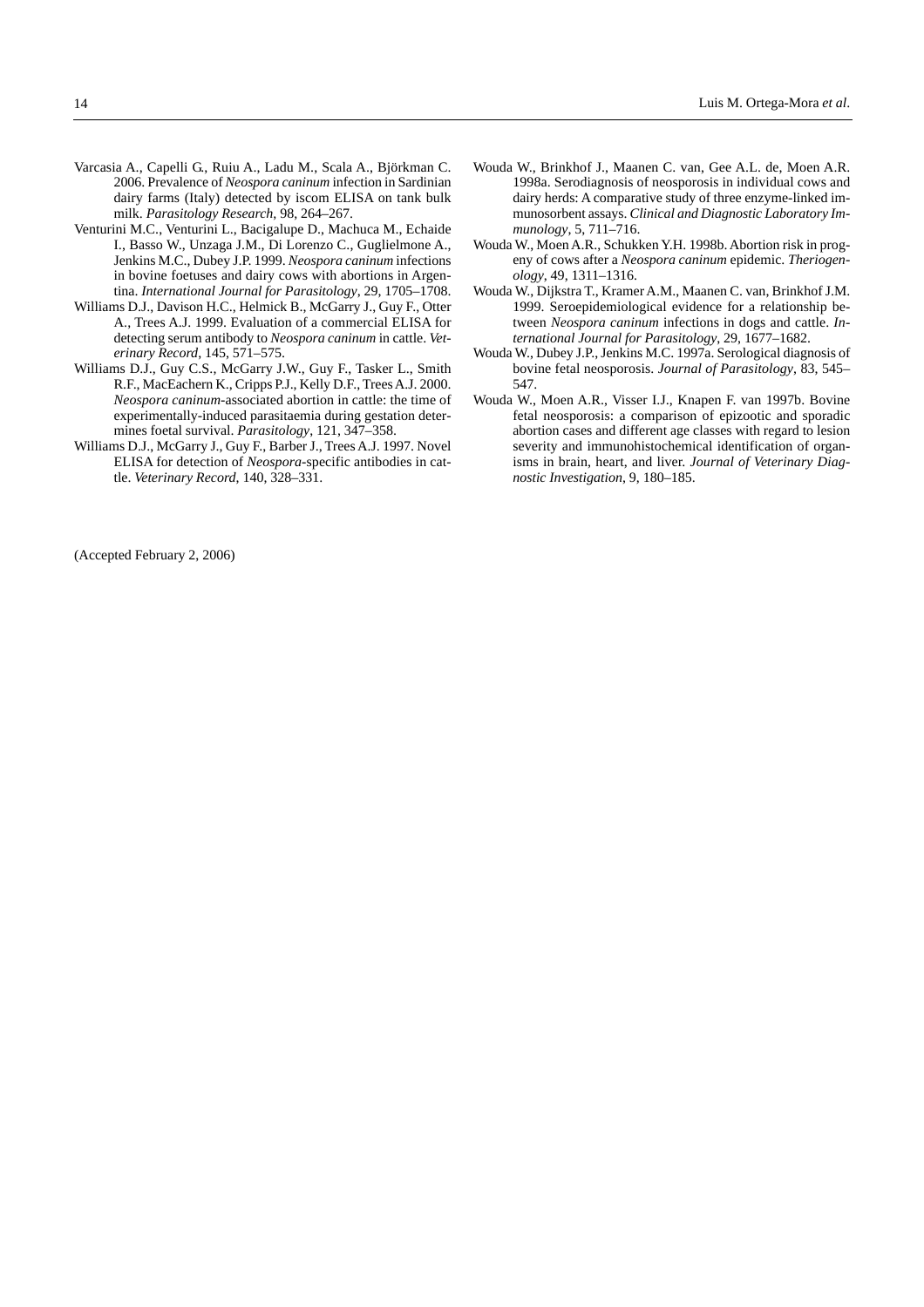Varcasia A., Capelli G., Ruiu A., Ladu M., Scala A., Björkman C. 2006. Prevalence of *Neospora caninum* infection in Sardinian dairy farms (Italy) detected by iscom ELISA on tank bulk milk. *Parasitology Research*, 98, 264–267.

Venturini M.C., Venturini L., Bacigalupe D., Machuca M., Echaide I., Basso W., Unzaga J.M., Di Lorenzo C., Guglielmone A., Jenkins M.C., Dubey J.P. 1999. *Neospora caninum* infections in bovine foetuses and dairy cows with abortions in Argentina. *International Journal for Parasitology*, 29, 1705–1708.

Williams D.J., Davison H.C., Helmick B., McGarry J., Guy F., Otter A., Trees A.J. 1999. Evaluation of a commercial ELISA for detecting serum antibody to *Neospora caninum* in cattle. *Veterinary Record*, 145, 571–575.

Williams D.J., Guy C.S., McGarry J.W., Guy F., Tasker L., Smith R.F., MacEachern K., Cripps P.J., Kelly D.F., Trees A.J. 2000. *Neospora caninum*-associated abortion in cattle: the time of experimentally-induced parasitaemia during gestation determines foetal survival. *Parasitology*, 121, 347–358.

Williams D.J., McGarry J., Guy F., Barber J., Trees A.J. 1997. Novel ELISA for detection of *Neospora*-specific antibodies in cattle. *Veterinary Record*, 140, 328–331.

Wouda W., Brinkhof J., Maanen C. van, Gee A.L. de, Moen A.R. 1998a. Serodiagnosis of neosporosis in individual cows and dairy herds: A comparative study of three enzyme-linked immunosorbent assays. *Clinical and Diagnostic Laboratory Immunology*, 5, 711–716.

Wouda W., Moen A.R., Schukken Y.H. 1998b. Abortion risk in progeny of cows after a *Neospora caninum* epidemic. *Theriogenology*, 49, 1311–1316.

Wouda W., Dijkstra T., Kramer A.M., Maanen C. van, Brinkhof J.M. 1999. Seroepidemiological evidence for a relationship between *Neospora caninum* infections in dogs and cattle. *International Journal for Parasitology*, 29, 1677–1682.

Wouda W., Dubey J.P., Jenkins M.C. 1997a. Serological diagnosis of bovine fetal neosporosis. *Journal of Parasitology*, 83, 545–547.

Wouda W., Moen A.R., Visser I.J., Knapen F. van 1997b. Bovine fetal neosporosis: a comparison of epizootic and sporadic abortion cases and different age classes with regard to lesion severity and immunohistochemical identification of organisms in brain, heart, and liver. *Journal of Veterinary Diagnostic Investigation*, 9, 180–185.

(Accepted February 2, 2006)